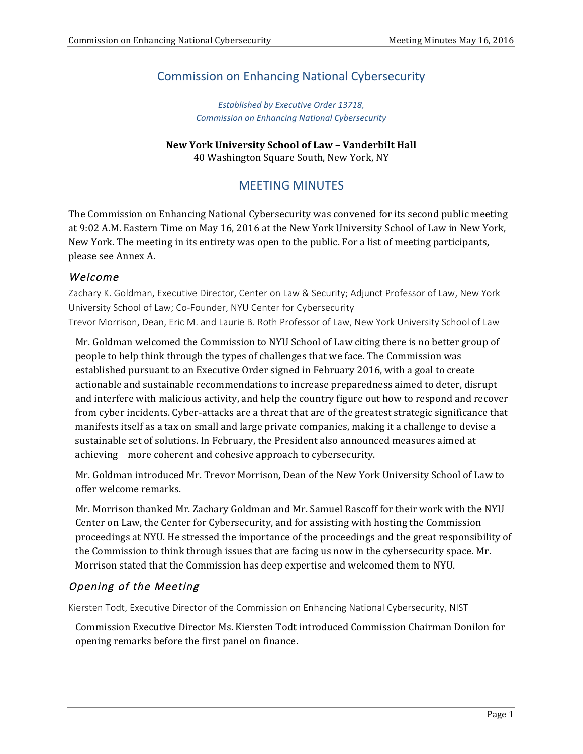# Commission on Enhancing National Cybersecurity

*Established by Executive Order 13718,*
*Commission on Enhancing National Cybersecurity*

**New York University School of Law – Vanderbilt Hall**
40 Washington Square South, New York, NY

## MEETING MINUTES

The Commission on Enhancing National Cybersecurity was convened for its second public meeting at 9:02 A.M. Eastern Time on May 16, 2016 at the New York University School of Law in New York, New York. The meeting in its entirety was open to the public. For a list of meeting participants, please see Annex A.

### *Welcome*

Zachary K. Goldman, Executive Director, Center on Law & Security; Adjunct Professor of Law, New York University School of Law; Co-Founder, NYU Center for Cybersecurity
Trevor Morrison, Dean, Eric M. and Laurie B. Roth Professor of Law, New York University School of Law

Mr. Goldman welcomed the Commission to NYU School of Law citing there is no better group of people to help think through the types of challenges that we face. The Commission was established pursuant to an Executive Order signed in February 2016, with a goal to create actionable and sustainable recommendations to increase preparedness aimed to deter, disrupt and interfere with malicious activity, and help the country figure out how to respond and recover from cyber incidents. Cyber-attacks are a threat that are of the greatest strategic significance that manifests itself as a tax on small and large private companies, making it a challenge to devise a sustainable set of solutions. In February, the President also announced measures aimed at achieving more coherent and cohesive approach to cybersecurity.

Mr. Goldman introduced Mr. Trevor Morrison, Dean of the New York University School of Law to offer welcome remarks.

Mr. Morrison thanked Mr. Zachary Goldman and Mr. Samuel Rascoff for their work with the NYU Center on Law, the Center for Cybersecurity, and for assisting with hosting the Commission proceedings at NYU. He stressed the importance of the proceedings and the great responsibility of the Commission to think through issues that are facing us now in the cybersecurity space. Mr. Morrison stated that the Commission has deep expertise and welcomed them to NYU.

### *Opening of the Meeting*

Kiersten Todt, Executive Director of the Commission on Enhancing National Cybersecurity, NIST

Commission Executive Director Ms. Kiersten Todt introduced Commission Chairman Donilon for opening remarks before the first panel on finance.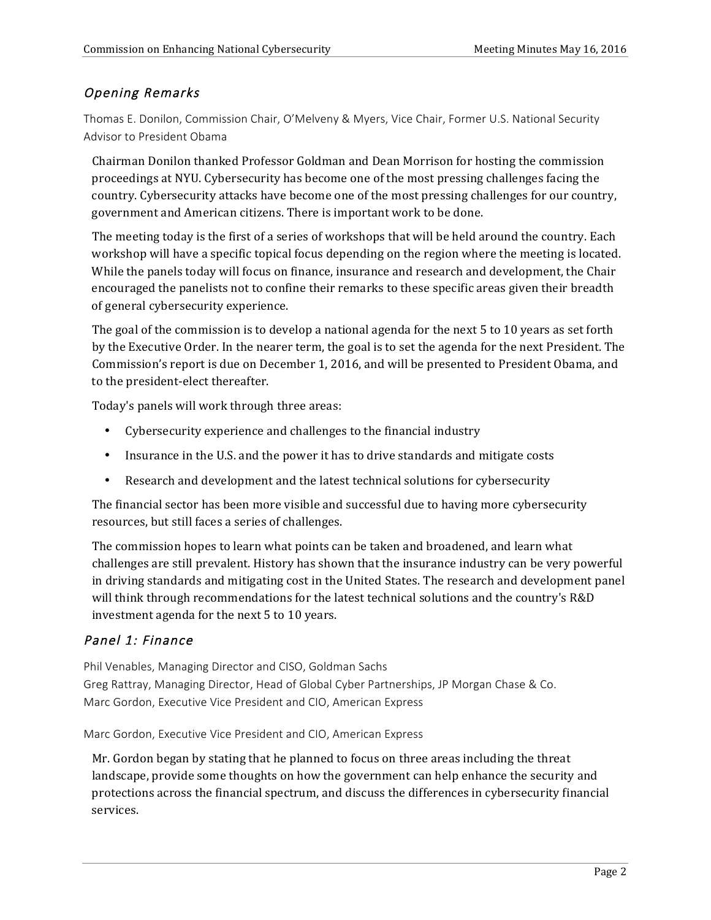## *Opening Remarks*

Thomas E. Donilon, Commission Chair, O'Melveny & Myers, Vice Chair, Former U.S. National Security Advisor to President Obama

Chairman Donilon thanked Professor Goldman and Dean Morrison for hosting the commission proceedings at NYU. Cybersecurity has become one of the most pressing challenges facing the country. Cybersecurity attacks have become one of the most pressing challenges for our country, government and American citizens. There is important work to be done.

The meeting today is the first of a series of workshops that will be held around the country. Each workshop will have a specific topical focus depending on the region where the meeting is located. While the panels today will focus on finance, insurance and research and development, the Chair encouraged the panelists not to confine their remarks to these specific areas given their breadth of general cybersecurity experience.

The goal of the commission is to develop a national agenda for the next 5 to 10 years as set forth by the Executive Order. In the nearer term, the goal is to set the agenda for the next President. The Commission's report is due on December 1, 2016, and will be presented to President Obama, and to the president-elect thereafter.

Today's panels will work through three areas:

- Cybersecurity experience and challenges to the financial industry
- Insurance in the U.S. and the power it has to drive standards and mitigate costs
- Research and development and the latest technical solutions for cybersecurity

The financial sector has been more visible and successful due to having more cybersecurity resources, but still faces a series of challenges.

The commission hopes to learn what points can be taken and broadened, and learn what challenges are still prevalent. History has shown that the insurance industry can be very powerful in driving standards and mitigating cost in the United States. The research and development panel will think through recommendations for the latest technical solutions and the country's R&D investment agenda for the next 5 to 10 years.

## *Panel 1: Finance*

Phil Venables, Managing Director and CISO, Goldman Sachs
Greg Rattray, Managing Director, Head of Global Cyber Partnerships, JP Morgan Chase & Co.
Marc Gordon, Executive Vice President and CIO, American Express

Marc Gordon, Executive Vice President and CIO, American Express

Mr. Gordon began by stating that he planned to focus on three areas including the threat landscape, provide some thoughts on how the government can help enhance the security and protections across the financial spectrum, and discuss the differences in cybersecurity financial services.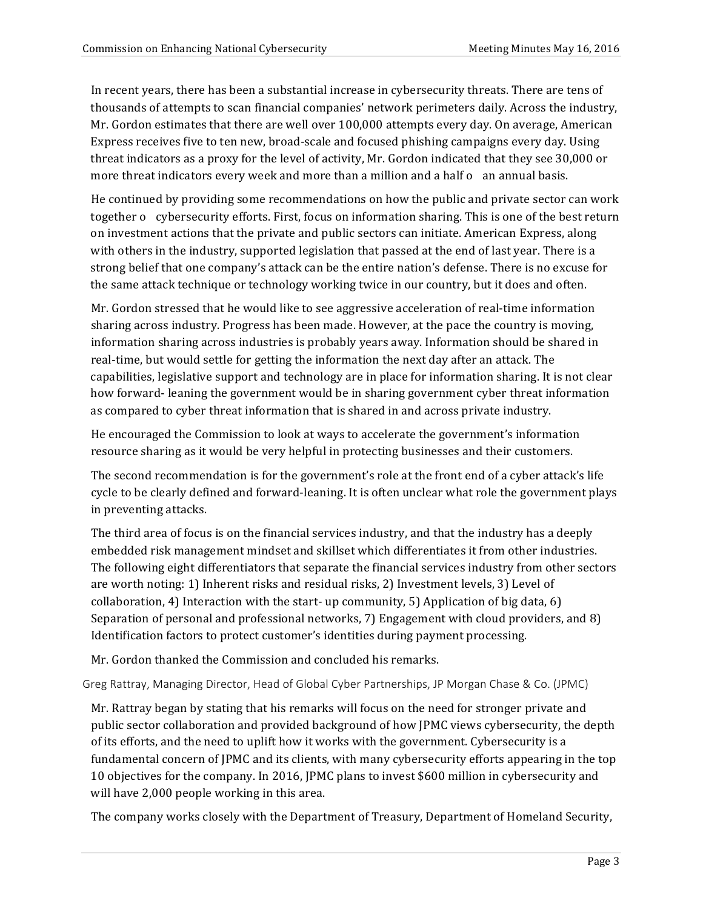In recent years, there has been a substantial increase in cybersecurity threats. There are tens of thousands of attempts to scan financial companies' network perimeters daily. Across the industry, Mr. Gordon estimates that there are well over 100,000 attempts every day. On average, American Express receives five to ten new, broad-scale and focused phishing campaigns every day. Using threat indicators as a proxy for the level of activity, Mr. Gordon indicated that they see 30,000 or more threat indicators every week and more than a million and a half o an annual basis.

He continued by providing some recommendations on how the public and private sector can work together o cybersecurity efforts. First, focus on information sharing. This is one of the best return on investment actions that the private and public sectors can initiate. American Express, along with others in the industry, supported legislation that passed at the end of last year. There is a strong belief that one company's attack can be the entire nation's defense. There is no excuse for the same attack technique or technology working twice in our country, but it does and often.

Mr. Gordon stressed that he would like to see aggressive acceleration of real-time information sharing across industry. Progress has been made. However, at the pace the country is moving, information sharing across industries is probably years away. Information should be shared in real-time, but would settle for getting the information the next day after an attack. The capabilities, legislative support and technology are in place for information sharing. It is not clear how forward- leaning the government would be in sharing government cyber threat information as compared to cyber threat information that is shared in and across private industry.

He encouraged the Commission to look at ways to accelerate the government's information resource sharing as it would be very helpful in protecting businesses and their customers.

The second recommendation is for the government's role at the front end of a cyber attack's life cycle to be clearly defined and forward-leaning. It is often unclear what role the government plays in preventing attacks.

The third area of focus is on the financial services industry, and that the industry has a deeply embedded risk management mindset and skillset which differentiates it from other industries. The following eight differentiators that separate the financial services industry from other sectors are worth noting: 1) Inherent risks and residual risks, 2) Investment levels, 3) Level of collaboration, 4) Interaction with the start- up community, 5) Application of big data, 6) Separation of personal and professional networks, 7) Engagement with cloud providers, and 8) Identification factors to protect customer's identities during payment processing.

Mr. Gordon thanked the Commission and concluded his remarks.

Greg Rattray, Managing Director, Head of Global Cyber Partnerships, JP Morgan Chase & Co. (JPMC)

Mr. Rattray began by stating that his remarks will focus on the need for stronger private and public sector collaboration and provided background of how JPMC views cybersecurity, the depth of its efforts, and the need to uplift how it works with the government. Cybersecurity is a fundamental concern of JPMC and its clients, with many cybersecurity efforts appearing in the top 10 objectives for the company. In 2016, JPMC plans to invest $600 million in cybersecurity and will have 2,000 people working in this area.

The company works closely with the Department of Treasury, Department of Homeland Security,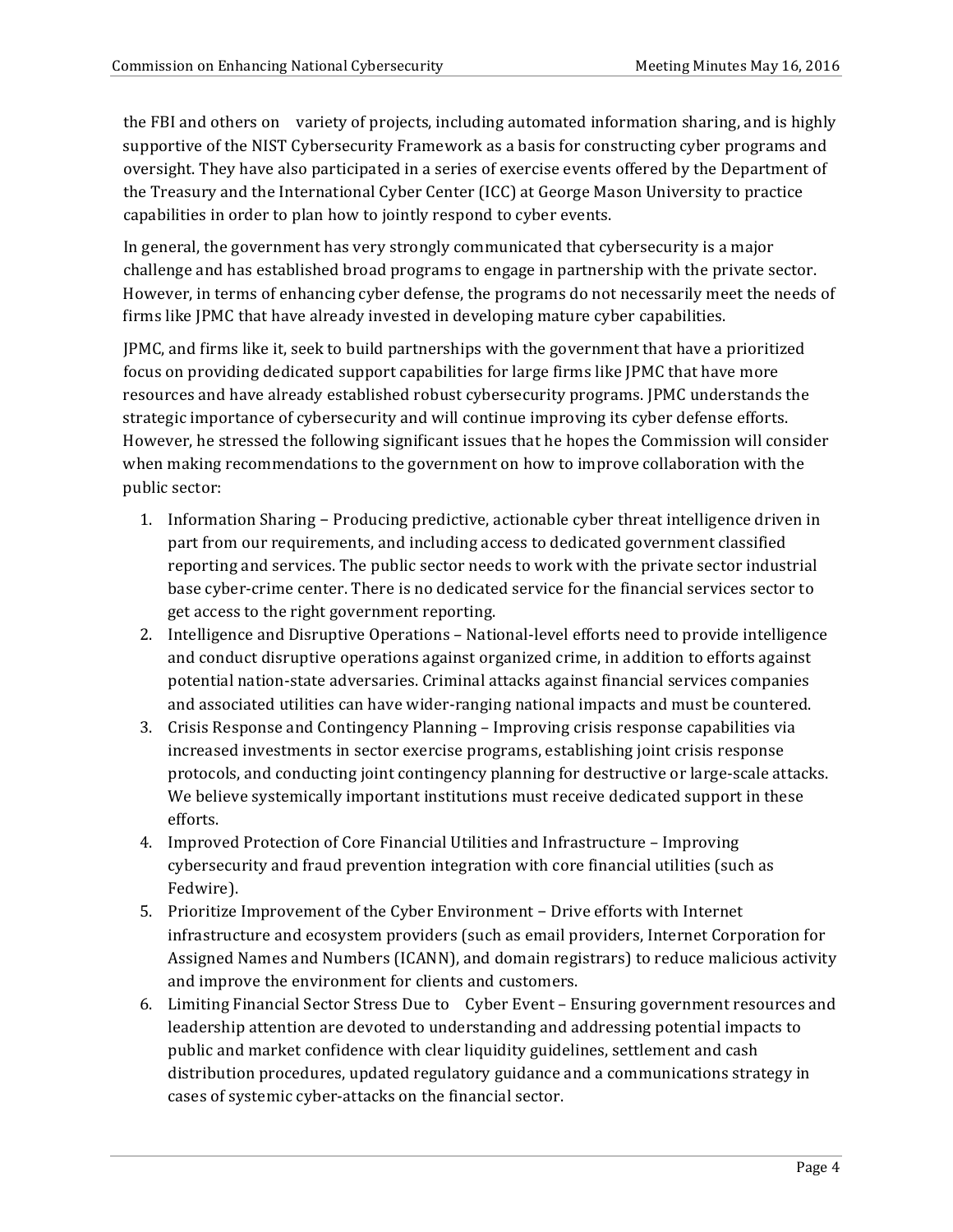the FBI and others on variety of projects, including automated information sharing, and is highly supportive of the NIST Cybersecurity Framework as a basis for constructing cyber programs and oversight. They have also participated in a series of exercise events offered by the Department of the Treasury and the International Cyber Center (ICC) at George Mason University to practice capabilities in order to plan how to jointly respond to cyber events.

In general, the government has very strongly communicated that cybersecurity is a major challenge and has established broad programs to engage in partnership with the private sector. However, in terms of enhancing cyber defense, the programs do not necessarily meet the needs of firms like JPMC that have already invested in developing mature cyber capabilities.

JPMC, and firms like it, seek to build partnerships with the government that have a prioritized focus on providing dedicated support capabilities for large firms like JPMC that have more resources and have already established robust cybersecurity programs. JPMC understands the strategic importance of cybersecurity and will continue improving its cyber defense efforts. However, he stressed the following significant issues that he hopes the Commission will consider when making recommendations to the government on how to improve collaboration with the public sector:

1. Information Sharing – Producing predictive, actionable cyber threat intelligence driven in part from our requirements, and including access to dedicated government classified reporting and services. The public sector needs to work with the private sector industrial base cyber-crime center. There is no dedicated service for the financial services sector to get access to the right government reporting.
2. Intelligence and Disruptive Operations – National-level efforts need to provide intelligence and conduct disruptive operations against organized crime, in addition to efforts against potential nation-state adversaries. Criminal attacks against financial services companies and associated utilities can have wider-ranging national impacts and must be countered.
3. Crisis Response and Contingency Planning – Improving crisis response capabilities via increased investments in sector exercise programs, establishing joint crisis response protocols, and conducting joint contingency planning for destructive or large-scale attacks. We believe systemically important institutions must receive dedicated support in these efforts.
4. Improved Protection of Core Financial Utilities and Infrastructure – Improving cybersecurity and fraud prevention integration with core financial utilities (such as Fedwire).
5. Prioritize Improvement of the Cyber Environment – Drive efforts with Internet infrastructure and ecosystem providers (such as email providers, Internet Corporation for Assigned Names and Numbers (ICANN), and domain registrars) to reduce malicious activity and improve the environment for clients and customers.
6. Limiting Financial Sector Stress Due to Cyber Event – Ensuring government resources and leadership attention are devoted to understanding and addressing potential impacts to public and market confidence with clear liquidity guidelines, settlement and cash distribution procedures, updated regulatory guidance and a communications strategy in cases of systemic cyber-attacks on the financial sector.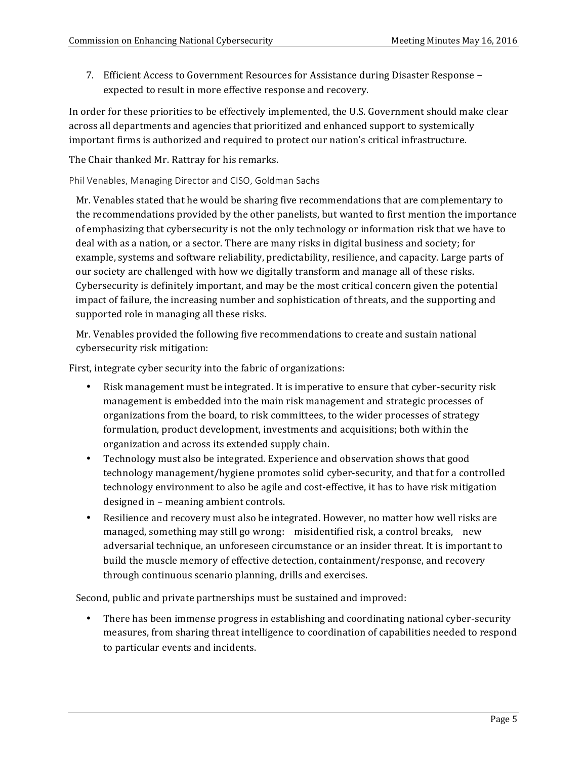7. Efficient Access to Government Resources for Assistance during Disaster Response – expected to result in more effective response and recovery.

In order for these priorities to be effectively implemented, the U.S. Government should make clear across all departments and agencies that prioritized and enhanced support to systemically important firms is authorized and required to protect our nation's critical infrastructure.

The Chair thanked Mr. Rattray for his remarks.

### Phil Venables, Managing Director and CISO, Goldman Sachs

Mr. Venables stated that he would be sharing five recommendations that are complementary to the recommendations provided by the other panelists, but wanted to first mention the importance of emphasizing that cybersecurity is not the only technology or information risk that we have to deal with as a nation, or a sector. There are many risks in digital business and society; for example, systems and software reliability, predictability, resilience, and capacity. Large parts of our society are challenged with how we digitally transform and manage all of these risks. Cybersecurity is definitely important, and may be the most critical concern given the potential impact of failure, the increasing number and sophistication of threats, and the supporting and supported role in managing all these risks.

Mr. Venables provided the following five recommendations to create and sustain national cybersecurity risk mitigation:

First, integrate cyber security into the fabric of organizations:

- Risk management must be integrated. It is imperative to ensure that cyber-security risk management is embedded into the main risk management and strategic processes of organizations from the board, to risk committees, to the wider processes of strategy formulation, product development, investments and acquisitions; both within the organization and across its extended supply chain.
- Technology must also be integrated. Experience and observation shows that good technology management/hygiene promotes solid cyber-security, and that for a controlled technology environment to also be agile and cost-effective, it has to have risk mitigation designed in – meaning ambient controls.
- Resilience and recovery must also be integrated. However, no matter how well risks are managed, something may still go wrong: misidentified risk, a control breaks, new adversarial technique, an unforeseen circumstance or an insider threat. It is important to build the muscle memory of effective detection, containment/response, and recovery through continuous scenario planning, drills and exercises.

Second, public and private partnerships must be sustained and improved:

- There has been immense progress in establishing and coordinating national cyber-security measures, from sharing threat intelligence to coordination of capabilities needed to respond to particular events and incidents.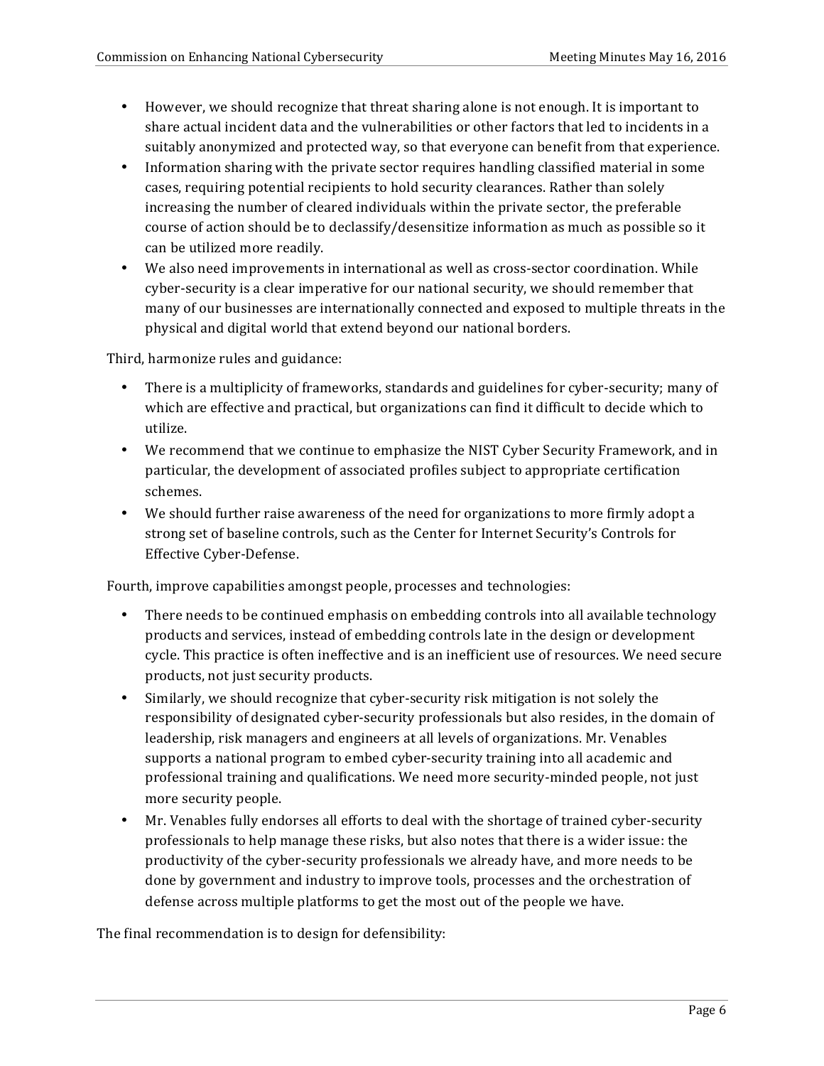- However, we should recognize that threat sharing alone is not enough. It is important to share actual incident data and the vulnerabilities or other factors that led to incidents in a suitably anonymized and protected way, so that everyone can benefit from that experience.
- Information sharing with the private sector requires handling classified material in some cases, requiring potential recipients to hold security clearances. Rather than solely increasing the number of cleared individuals within the private sector, the preferable course of action should be to declassify/desensitize information as much as possible so it can be utilized more readily.
- We also need improvements in international as well as cross-sector coordination. While cyber-security is a clear imperative for our national security, we should remember that many of our businesses are internationally connected and exposed to multiple threats in the physical and digital world that extend beyond our national borders.

Third, harmonize rules and guidance:

- There is a multiplicity of frameworks, standards and guidelines for cyber-security; many of which are effective and practical, but organizations can find it difficult to decide which to utilize.
- We recommend that we continue to emphasize the NIST Cyber Security Framework, and in particular, the development of associated profiles subject to appropriate certification schemes.
- We should further raise awareness of the need for organizations to more firmly adopt a strong set of baseline controls, such as the Center for Internet Security's Controls for Effective Cyber-Defense.

Fourth, improve capabilities amongst people, processes and technologies:

- There needs to be continued emphasis on embedding controls into all available technology products and services, instead of embedding controls late in the design or development cycle. This practice is often ineffective and is an inefficient use of resources. We need secure products, not just security products.
- Similarly, we should recognize that cyber-security risk mitigation is not solely the responsibility of designated cyber-security professionals but also resides, in the domain of leadership, risk managers and engineers at all levels of organizations. Mr. Venables supports a national program to embed cyber-security training into all academic and professional training and qualifications. We need more security-minded people, not just more security people.
- Mr. Venables fully endorses all efforts to deal with the shortage of trained cyber-security professionals to help manage these risks, but also notes that there is a wider issue: the productivity of the cyber-security professionals we already have, and more needs to be done by government and industry to improve tools, processes and the orchestration of defense across multiple platforms to get the most out of the people we have.

The final recommendation is to design for defensibility: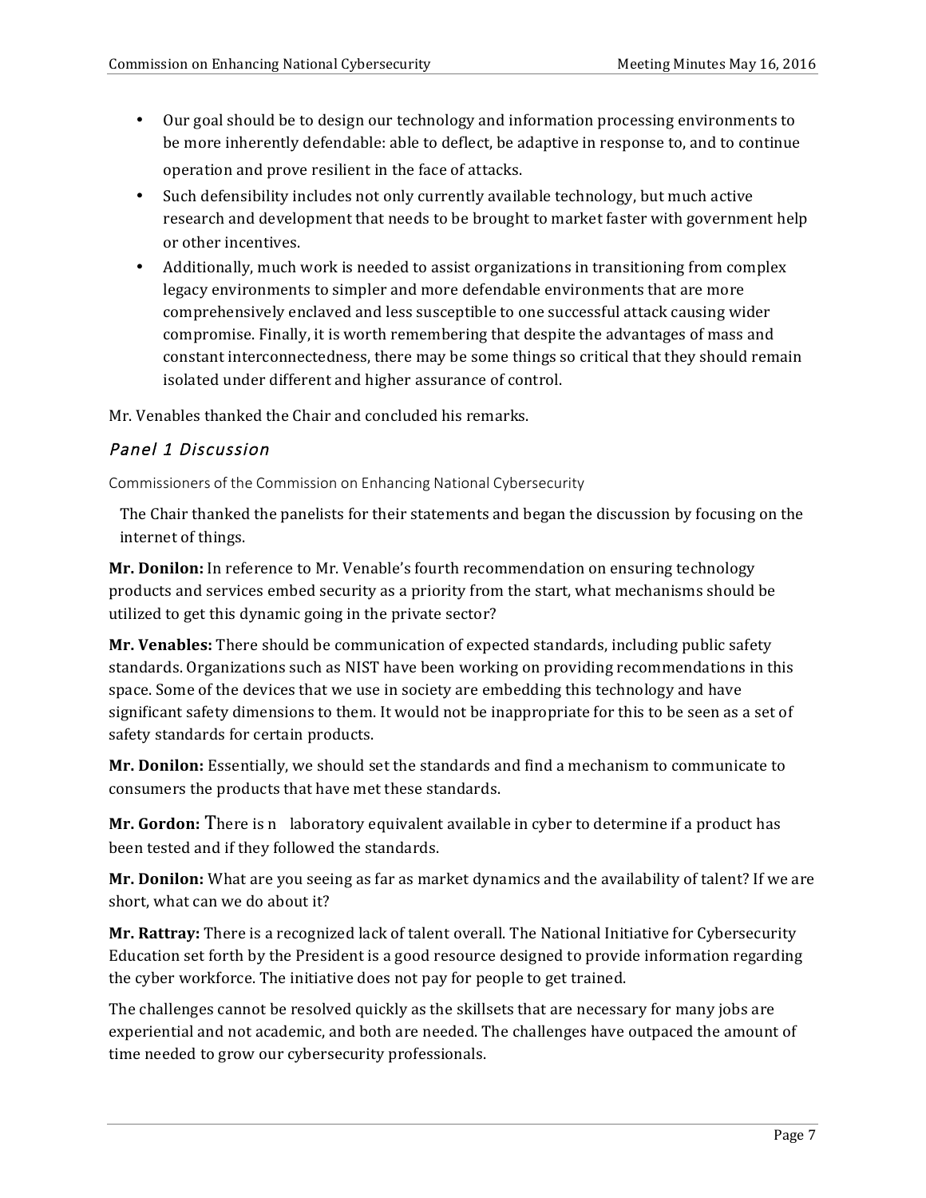- Our goal should be to design our technology and information processing environments to be more inherently defendable: able to deflect, be adaptive in response to, and to continue operation and prove resilient in the face of attacks.
- Such defensibility includes not only currently available technology, but much active research and development that needs to be brought to market faster with government help or other incentives.
- Additionally, much work is needed to assist organizations in transitioning from complex legacy environments to simpler and more defendable environments that are more comprehensively enclaved and less susceptible to one successful attack causing wider compromise. Finally, it is worth remembering that despite the advantages of mass and constant interconnectedness, there may be some things so critical that they should remain isolated under different and higher assurance of control.

Mr. Venables thanked the Chair and concluded his remarks.

### *Panel 1 Discussion*

Commissioners of the Commission on Enhancing National Cybersecurity

The Chair thanked the panelists for their statements and began the discussion by focusing on the internet of things.

**Mr. Donilon:** In reference to Mr. Venable's fourth recommendation on ensuring technology products and services embed security as a priority from the start, what mechanisms should be utilized to get this dynamic going in the private sector?

**Mr. Venables:** There should be communication of expected standards, including public safety standards. Organizations such as NIST have been working on providing recommendations in this space. Some of the devices that we use in society are embedding this technology and have significant safety dimensions to them. It would not be inappropriate for this to be seen as a set of safety standards for certain products.

**Mr. Donilon:** Essentially, we should set the standards and find a mechanism to communicate to consumers the products that have met these standards.

**Mr. Gordon:** There is n laboratory equivalent available in cyber to determine if a product has been tested and if they followed the standards.

**Mr. Donilon:** What are you seeing as far as market dynamics and the availability of talent? If we are short, what can we do about it?

**Mr. Rattray:** There is a recognized lack of talent overall. The National Initiative for Cybersecurity Education set forth by the President is a good resource designed to provide information regarding the cyber workforce. The initiative does not pay for people to get trained.

The challenges cannot be resolved quickly as the skillsets that are necessary for many jobs are experiential and not academic, and both are needed. The challenges have outpaced the amount of time needed to grow our cybersecurity professionals.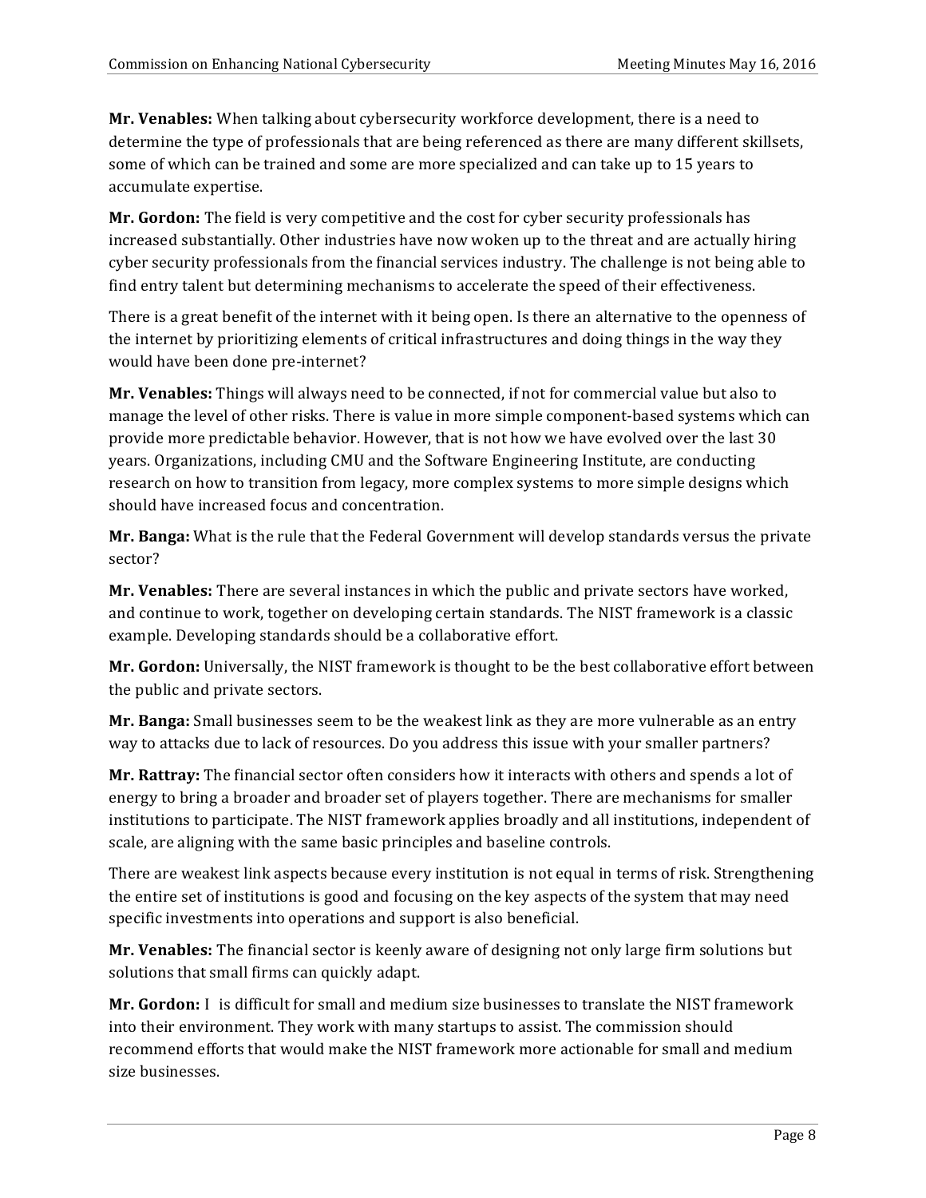**Mr. Venables:** When talking about cybersecurity workforce development, there is a need to determine the type of professionals that are being referenced as there are many different skillsets, some of which can be trained and some are more specialized and can take up to 15 years to accumulate expertise.

**Mr. Gordon:** The field is very competitive and the cost for cyber security professionals has increased substantially. Other industries have now woken up to the threat and are actually hiring cyber security professionals from the financial services industry. The challenge is not being able to find entry talent but determining mechanisms to accelerate the speed of their effectiveness.

There is a great benefit of the internet with it being open. Is there an alternative to the openness of the internet by prioritizing elements of critical infrastructures and doing things in the way they would have been done pre-internet?

**Mr. Venables:** Things will always need to be connected, if not for commercial value but also to manage the level of other risks. There is value in more simple component-based systems which can provide more predictable behavior. However, that is not how we have evolved over the last 30 years. Organizations, including CMU and the Software Engineering Institute, are conducting research on how to transition from legacy, more complex systems to more simple designs which should have increased focus and concentration.

**Mr. Banga:** What is the rule that the Federal Government will develop standards versus the private sector?

**Mr. Venables:** There are several instances in which the public and private sectors have worked, and continue to work, together on developing certain standards. The NIST framework is a classic example. Developing standards should be a collaborative effort.

**Mr. Gordon:** Universally, the NIST framework is thought to be the best collaborative effort between the public and private sectors.

**Mr. Banga:** Small businesses seem to be the weakest link as they are more vulnerable as an entry way to attacks due to lack of resources. Do you address this issue with your smaller partners?

**Mr. Rattray:** The financial sector often considers how it interacts with others and spends a lot of energy to bring a broader and broader set of players together. There are mechanisms for smaller institutions to participate. The NIST framework applies broadly and all institutions, independent of scale, are aligning with the same basic principles and baseline controls.

There are weakest link aspects because every institution is not equal in terms of risk. Strengthening the entire set of institutions is good and focusing on the key aspects of the system that may need specific investments into operations and support is also beneficial.

**Mr. Venables:** The financial sector is keenly aware of designing not only large firm solutions but solutions that small firms can quickly adapt.

**Mr. Gordon:** I is difficult for small and medium size businesses to translate the NIST framework into their environment. They work with many startups to assist. The commission should recommend efforts that would make the NIST framework more actionable for small and medium size businesses.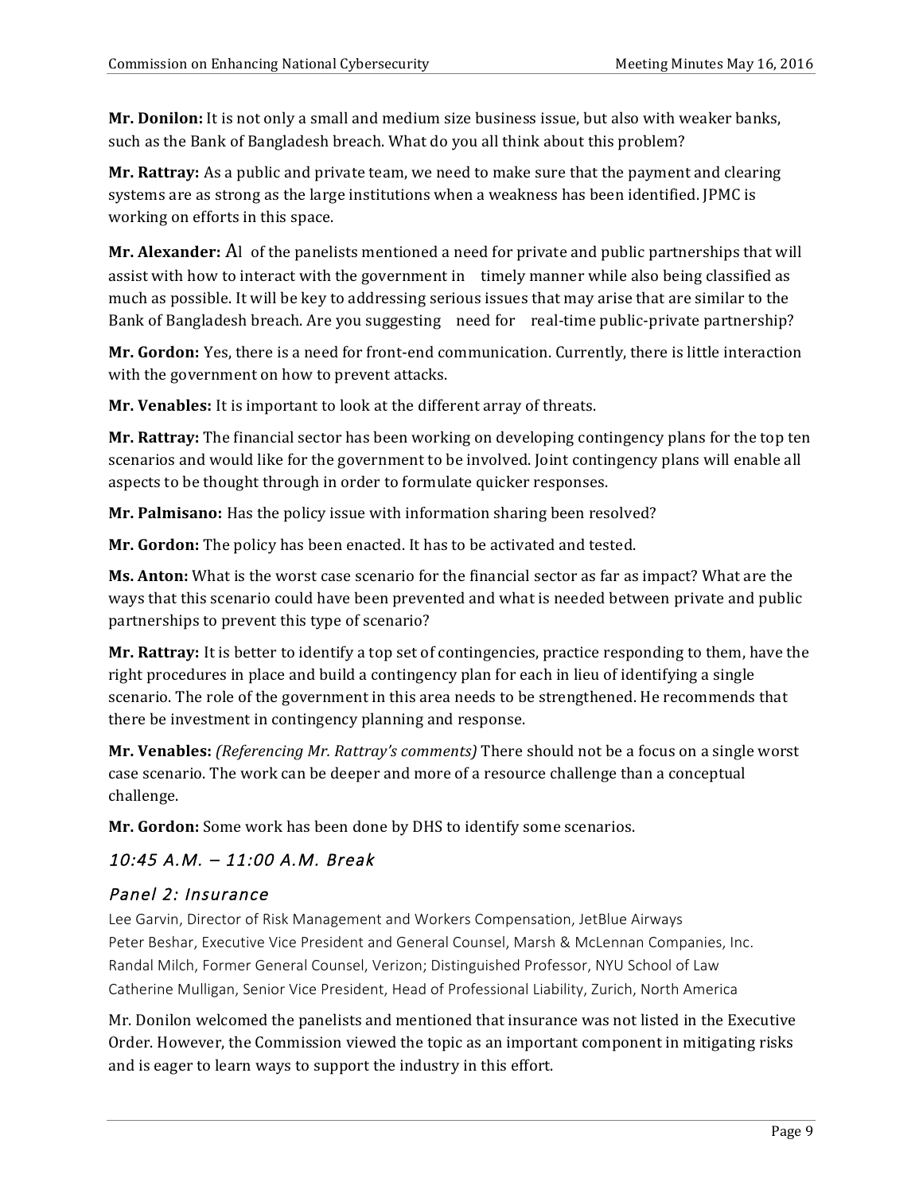**Mr. Donilon:** It is not only a small and medium size business issue, but also with weaker banks, such as the Bank of Bangladesh breach. What do you all think about this problem?

**Mr. Rattray:** As a public and private team, we need to make sure that the payment and clearing systems are as strong as the large institutions when a weakness has been identified. JPMC is working on efforts in this space.

**Mr. Alexander:** Al of the panelists mentioned a need for private and public partnerships that will assist with how to interact with the government in timely manner while also being classified as much as possible. It will be key to addressing serious issues that may arise that are similar to the Bank of Bangladesh breach. Are you suggesting need for real-time public-private partnership?

**Mr. Gordon:** Yes, there is a need for front-end communication. Currently, there is little interaction with the government on how to prevent attacks.

**Mr. Venables:** It is important to look at the different array of threats.

**Mr. Rattray:** The financial sector has been working on developing contingency plans for the top ten scenarios and would like for the government to be involved. Joint contingency plans will enable all aspects to be thought through in order to formulate quicker responses.

**Mr. Palmisano:** Has the policy issue with information sharing been resolved?

**Mr. Gordon:** The policy has been enacted. It has to be activated and tested.

**Ms. Anton:** What is the worst case scenario for the financial sector as far as impact? What are the ways that this scenario could have been prevented and what is needed between private and public partnerships to prevent this type of scenario?

**Mr. Rattray:** It is better to identify a top set of contingencies, practice responding to them, have the right procedures in place and build a contingency plan for each in lieu of identifying a single scenario. The role of the government in this area needs to be strengthened. He recommends that there be investment in contingency planning and response.

**Mr. Venables:** *(Referencing Mr. Rattray's comments)* There should not be a focus on a single worst case scenario. The work can be deeper and more of a resource challenge than a conceptual challenge.

**Mr. Gordon:** Some work has been done by DHS to identify some scenarios.

### *10:45 A.M. – 11:00 A.M. Break*

### *Panel 2: Insurance*

Lee Garvin, Director of Risk Management and Workers Compensation, JetBlue Airways
Peter Beshar, Executive Vice President and General Counsel, Marsh & McLennan Companies, Inc.
Randal Milch, Former General Counsel, Verizon; Distinguished Professor, NYU School of Law
Catherine Mulligan, Senior Vice President, Head of Professional Liability, Zurich, North America

Mr. Donilon welcomed the panelists and mentioned that insurance was not listed in the Executive Order. However, the Commission viewed the topic as an important component in mitigating risks and is eager to learn ways to support the industry in this effort.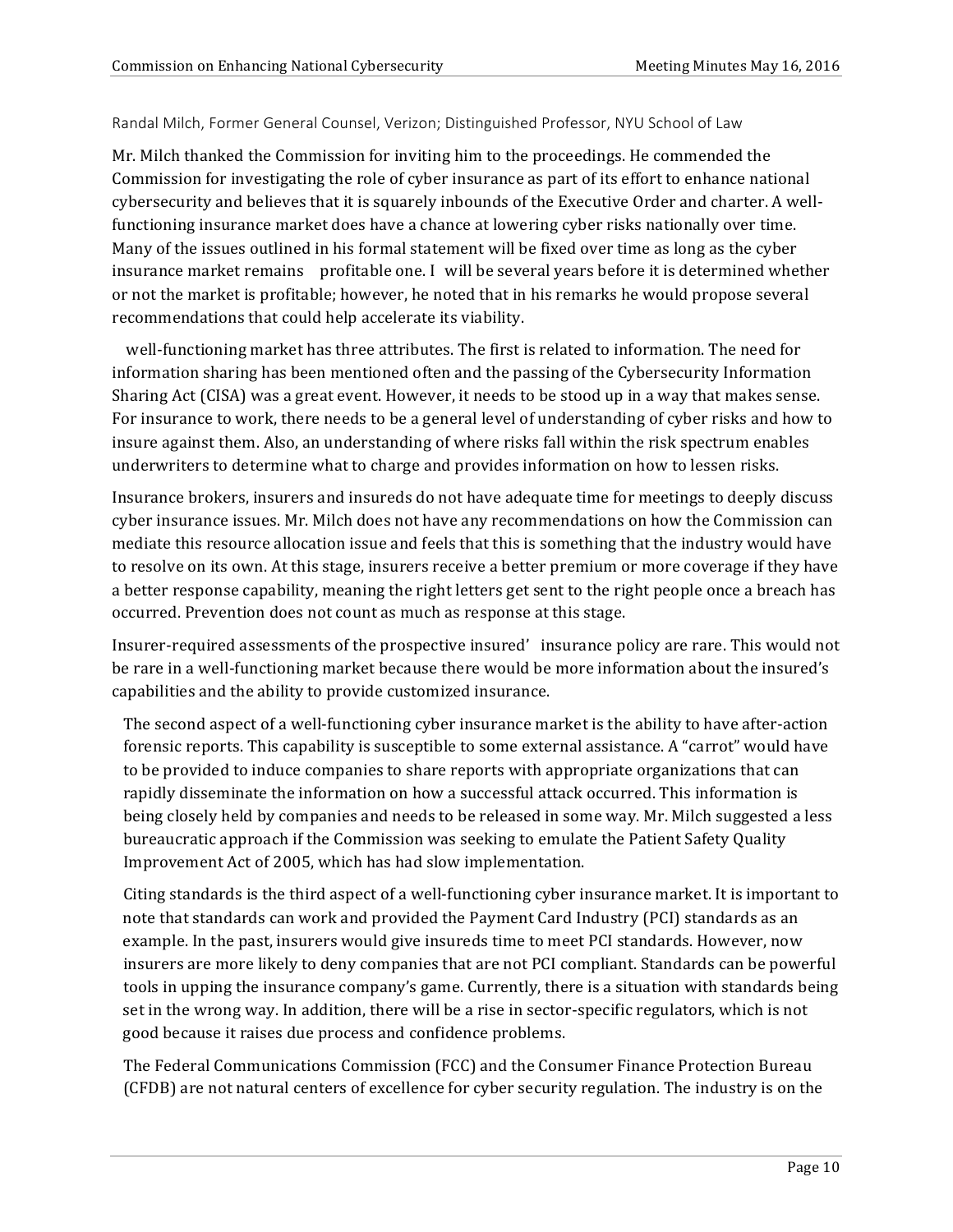Randal Milch, Former General Counsel, Verizon; Distinguished Professor, NYU School of Law

Mr. Milch thanked the Commission for inviting him to the proceedings. He commended the Commission for investigating the role of cyber insurance as part of its effort to enhance national cybersecurity and believes that it is squarely inbounds of the Executive Order and charter. A well-functioning insurance market does have a chance at lowering cyber risks nationally over time. Many of the issues outlined in his formal statement will be fixed over time as long as the cyber insurance market remains profitable one. I will be several years before it is determined whether or not the market is profitable; however, he noted that in his remarks he would propose several recommendations that could help accelerate its viability.

well-functioning market has three attributes. The first is related to information. The need for information sharing has been mentioned often and the passing of the Cybersecurity Information Sharing Act (CISA) was a great event. However, it needs to be stood up in a way that makes sense. For insurance to work, there needs to be a general level of understanding of cyber risks and how to insure against them. Also, an understanding of where risks fall within the risk spectrum enables underwriters to determine what to charge and provides information on how to lessen risks.

Insurance brokers, insurers and insureds do not have adequate time for meetings to deeply discuss cyber insurance issues. Mr. Milch does not have any recommendations on how the Commission can mediate this resource allocation issue and feels that this is something that the industry would have to resolve on its own. At this stage, insurers receive a better premium or more coverage if they have a better response capability, meaning the right letters get sent to the right people once a breach has occurred. Prevention does not count as much as response at this stage.

Insurer-required assessments of the prospective insured' insurance policy are rare. This would not be rare in a well-functioning market because there would be more information about the insured's capabilities and the ability to provide customized insurance.

The second aspect of a well-functioning cyber insurance market is the ability to have after-action forensic reports. This capability is susceptible to some external assistance. A "carrot" would have to be provided to induce companies to share reports with appropriate organizations that can rapidly disseminate the information on how a successful attack occurred. This information is being closely held by companies and needs to be released in some way. Mr. Milch suggested a less bureaucratic approach if the Commission was seeking to emulate the Patient Safety Quality Improvement Act of 2005, which has had slow implementation.

Citing standards is the third aspect of a well-functioning cyber insurance market. It is important to note that standards can work and provided the Payment Card Industry (PCI) standards as an example. In the past, insurers would give insureds time to meet PCI standards. However, now insurers are more likely to deny companies that are not PCI compliant. Standards can be powerful tools in upping the insurance company's game. Currently, there is a situation with standards being set in the wrong way. In addition, there will be a rise in sector-specific regulators, which is not good because it raises due process and confidence problems.

The Federal Communications Commission (FCC) and the Consumer Finance Protection Bureau (CFDB) are not natural centers of excellence for cyber security regulation. The industry is on the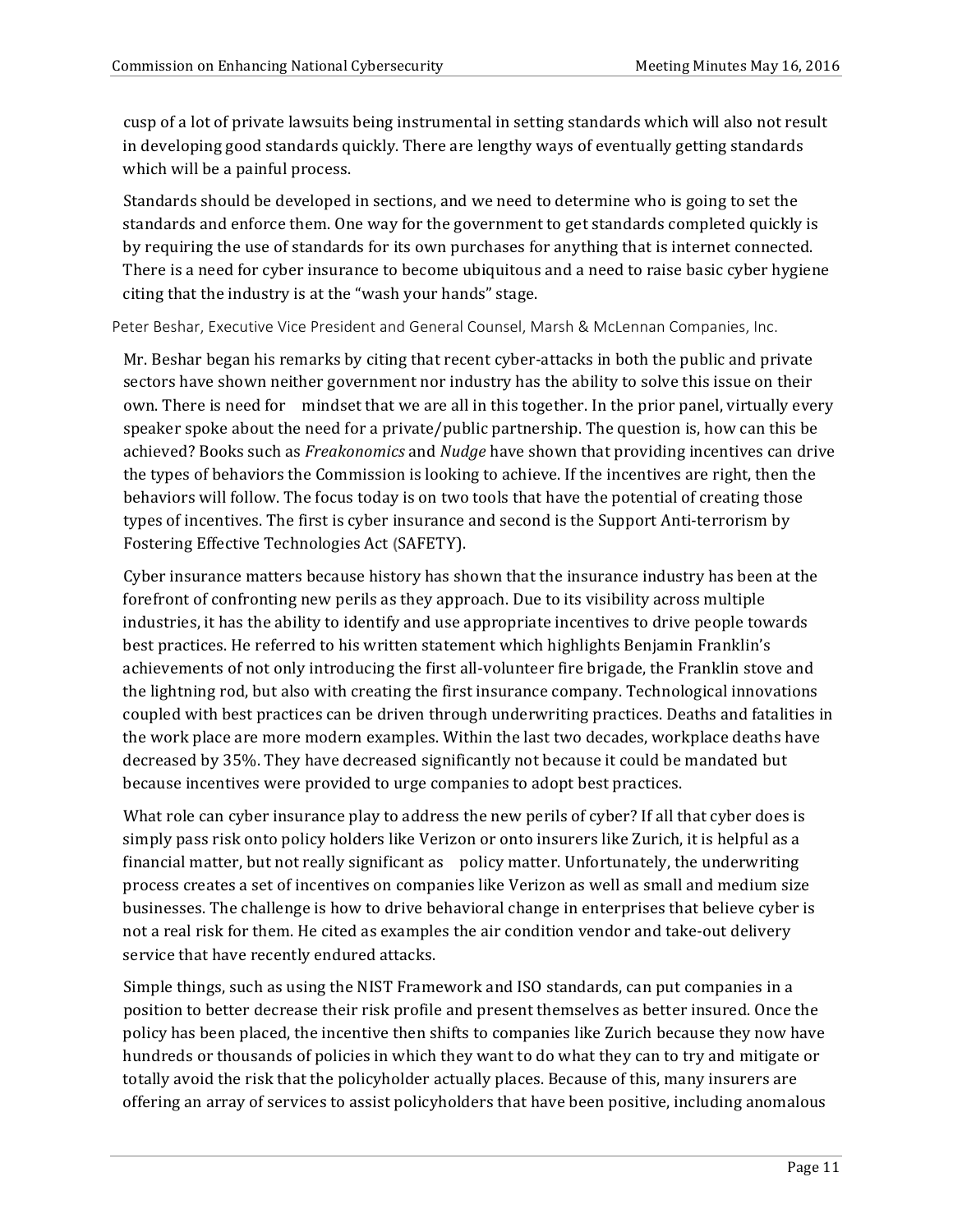cusp of a lot of private lawsuits being instrumental in setting standards which will also not result in developing good standards quickly. There are lengthy ways of eventually getting standards which will be a painful process.

Standards should be developed in sections, and we need to determine who is going to set the standards and enforce them. One way for the government to get standards completed quickly is by requiring the use of standards for its own purchases for anything that is internet connected. There is a need for cyber insurance to become ubiquitous and a need to raise basic cyber hygiene citing that the industry is at the "wash your hands" stage.

Peter Beshar, Executive Vice President and General Counsel, Marsh & McLennan Companies, Inc.

Mr. Beshar began his remarks by citing that recent cyber-attacks in both the public and private sectors have shown neither government nor industry has the ability to solve this issue on their own. There is need for mindset that we are all in this together. In the prior panel, virtually every speaker spoke about the need for a private/public partnership. The question is, how can this be achieved? Books such as *Freakonomics* and *Nudge* have shown that providing incentives can drive the types of behaviors the Commission is looking to achieve. If the incentives are right, then the behaviors will follow. The focus today is on two tools that have the potential of creating those types of incentives. The first is cyber insurance and second is the Support Anti-terrorism by Fostering Effective Technologies Act (SAFETY).

Cyber insurance matters because history has shown that the insurance industry has been at the forefront of confronting new perils as they approach. Due to its visibility across multiple industries, it has the ability to identify and use appropriate incentives to drive people towards best practices. He referred to his written statement which highlights Benjamin Franklin's achievements of not only introducing the first all-volunteer fire brigade, the Franklin stove and the lightning rod, but also with creating the first insurance company. Technological innovations coupled with best practices can be driven through underwriting practices. Deaths and fatalities in the work place are more modern examples. Within the last two decades, workplace deaths have decreased by 35%. They have decreased significantly not because it could be mandated but because incentives were provided to urge companies to adopt best practices.

What role can cyber insurance play to address the new perils of cyber? If all that cyber does is simply pass risk onto policy holders like Verizon or onto insurers like Zurich, it is helpful as a financial matter, but not really significant as policy matter. Unfortunately, the underwriting process creates a set of incentives on companies like Verizon as well as small and medium size businesses. The challenge is how to drive behavioral change in enterprises that believe cyber is not a real risk for them. He cited as examples the air condition vendor and take-out delivery service that have recently endured attacks.

Simple things, such as using the NIST Framework and ISO standards, can put companies in a position to better decrease their risk profile and present themselves as better insured. Once the policy has been placed, the incentive then shifts to companies like Zurich because they now have hundreds or thousands of policies in which they want to do what they can to try and mitigate or totally avoid the risk that the policyholder actually places. Because of this, many insurers are offering an array of services to assist policyholders that have been positive, including anomalous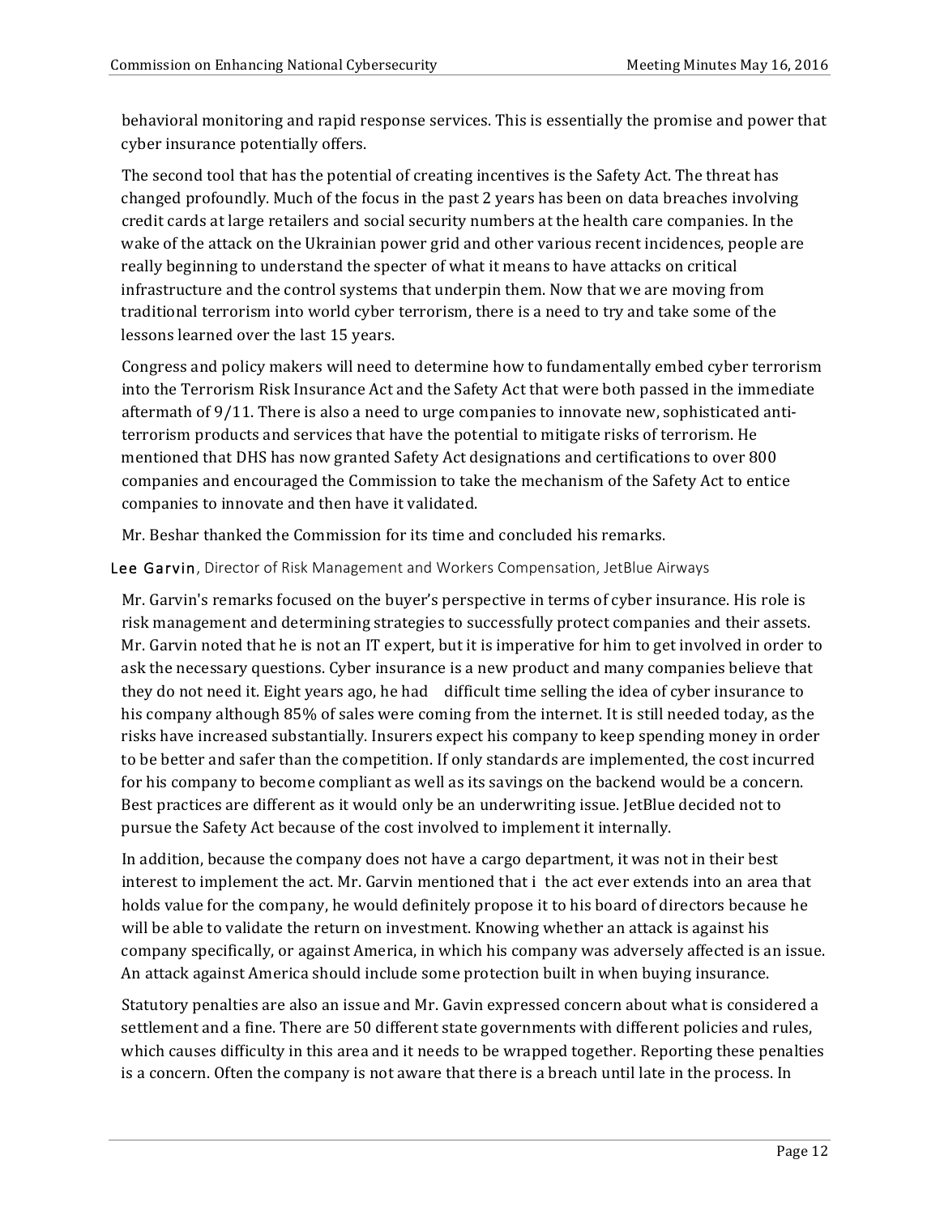behavioral monitoring and rapid response services. This is essentially the promise and power that cyber insurance potentially offers.

The second tool that has the potential of creating incentives is the Safety Act. The threat has changed profoundly. Much of the focus in the past 2 years has been on data breaches involving credit cards at large retailers and social security numbers at the health care companies. In the wake of the attack on the Ukrainian power grid and other various recent incidences, people are really beginning to understand the specter of what it means to have attacks on critical infrastructure and the control systems that underpin them. Now that we are moving from traditional terrorism into world cyber terrorism, there is a need to try and take some of the lessons learned over the last 15 years.

Congress and policy makers will need to determine how to fundamentally embed cyber terrorism into the Terrorism Risk Insurance Act and the Safety Act that were both passed in the immediate aftermath of 9/11. There is also a need to urge companies to innovate new, sophisticated anti-terrorism products and services that have the potential to mitigate risks of terrorism. He mentioned that DHS has now granted Safety Act designations and certifications to over 800 companies and encouraged the Commission to take the mechanism of the Safety Act to entice companies to innovate and then have it validated.

Mr. Beshar thanked the Commission for its time and concluded his remarks.

**Lee Garvin**, Director of Risk Management and Workers Compensation, JetBlue Airways

Mr. Garvin's remarks focused on the buyer's perspective in terms of cyber insurance. His role is risk management and determining strategies to successfully protect companies and their assets. Mr. Garvin noted that he is not an IT expert, but it is imperative for him to get involved in order to ask the necessary questions. Cyber insurance is a new product and many companies believe that they do not need it. Eight years ago, he had difficult time selling the idea of cyber insurance to his company although 85% of sales were coming from the internet. It is still needed today, as the risks have increased substantially. Insurers expect his company to keep spending money in order to be better and safer than the competition. If only standards are implemented, the cost incurred for his company to become compliant as well as its savings on the backend would be a concern. Best practices are different as it would only be an underwriting issue. JetBlue decided not to pursue the Safety Act because of the cost involved to implement it internally.

In addition, because the company does not have a cargo department, it was not in their best interest to implement the act. Mr. Garvin mentioned that i the act ever extends into an area that holds value for the company, he would definitely propose it to his board of directors because he will be able to validate the return on investment. Knowing whether an attack is against his company specifically, or against America, in which his company was adversely affected is an issue. An attack against America should include some protection built in when buying insurance.

Statutory penalties are also an issue and Mr. Gavin expressed concern about what is considered a settlement and a fine. There are 50 different state governments with different policies and rules, which causes difficulty in this area and it needs to be wrapped together. Reporting these penalties is a concern. Often the company is not aware that there is a breach until late in the process. In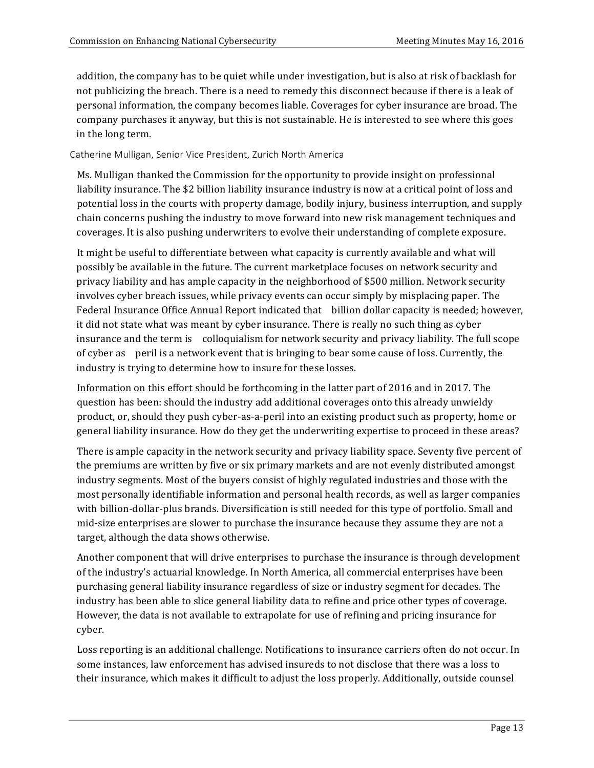addition, the company has to be quiet while under investigation, but is also at risk of backlash for not publicizing the breach. There is a need to remedy this disconnect because if there is a leak of personal information, the company becomes liable. Coverages for cyber insurance are broad. The company purchases it anyway, but this is not sustainable. He is interested to see where this goes in the long term.

Catherine Mulligan, Senior Vice President, Zurich North America

Ms. Mulligan thanked the Commission for the opportunity to provide insight on professional liability insurance. The $2 billion liability insurance industry is now at a critical point of loss and potential loss in the courts with property damage, bodily injury, business interruption, and supply chain concerns pushing the industry to move forward into new risk management techniques and coverages. It is also pushing underwriters to evolve their understanding of complete exposure.

It might be useful to differentiate between what capacity is currently available and what will possibly be available in the future. The current marketplace focuses on network security and privacy liability and has ample capacity in the neighborhood of $500 million. Network security involves cyber breach issues, while privacy events can occur simply by misplacing paper. The Federal Insurance Office Annual Report indicated that billion dollar capacity is needed; however, it did not state what was meant by cyber insurance. There is really no such thing as cyber insurance and the term is colloquialism for network security and privacy liability. The full scope of cyber as peril is a network event that is bringing to bear some cause of loss. Currently, the industry is trying to determine how to insure for these losses.

Information on this effort should be forthcoming in the latter part of 2016 and in 2017. The question has been: should the industry add additional coverages onto this already unwieldy product, or, should they push cyber-as-a-peril into an existing product such as property, home or general liability insurance. How do they get the underwriting expertise to proceed in these areas?

There is ample capacity in the network security and privacy liability space. Seventy five percent of the premiums are written by five or six primary markets and are not evenly distributed amongst industry segments. Most of the buyers consist of highly regulated industries and those with the most personally identifiable information and personal health records, as well as larger companies with billion-dollar-plus brands. Diversification is still needed for this type of portfolio. Small and mid-size enterprises are slower to purchase the insurance because they assume they are not a target, although the data shows otherwise.

Another component that will drive enterprises to purchase the insurance is through development of the industry's actuarial knowledge. In North America, all commercial enterprises have been purchasing general liability insurance regardless of size or industry segment for decades. The industry has been able to slice general liability data to refine and price other types of coverage. However, the data is not available to extrapolate for use of refining and pricing insurance for cyber.

Loss reporting is an additional challenge. Notifications to insurance carriers often do not occur. In some instances, law enforcement has advised insureds to not disclose that there was a loss to their insurance, which makes it difficult to adjust the loss properly. Additionally, outside counsel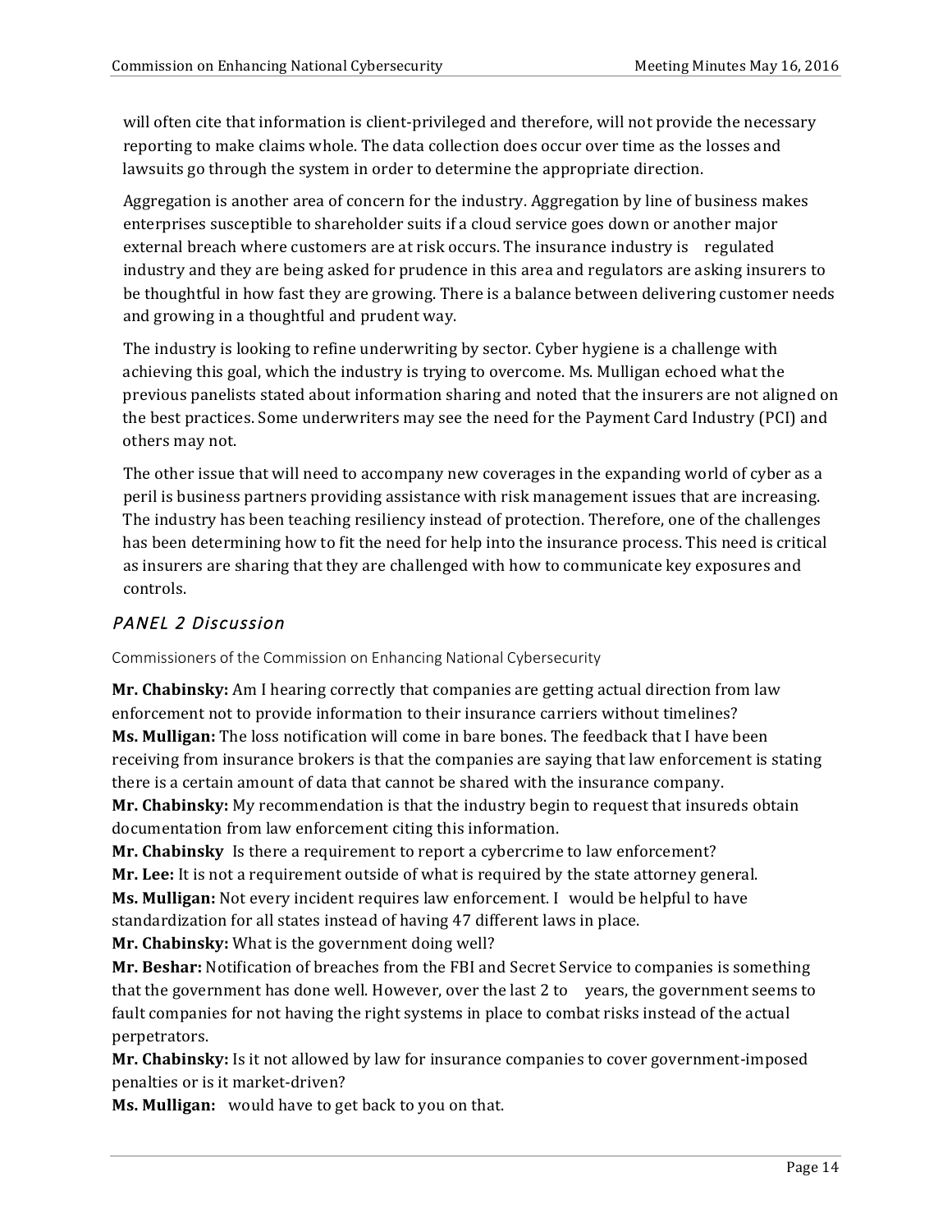will often cite that information is client-privileged and therefore, will not provide the necessary reporting to make claims whole. The data collection does occur over time as the losses and lawsuits go through the system in order to determine the appropriate direction.

Aggregation is another area of concern for the industry. Aggregation by line of business makes enterprises susceptible to shareholder suits if a cloud service goes down or another major external breach where customers are at risk occurs. The insurance industry is regulated industry and they are being asked for prudence in this area and regulators are asking insurers to be thoughtful in how fast they are growing. There is a balance between delivering customer needs and growing in a thoughtful and prudent way.

The industry is looking to refine underwriting by sector. Cyber hygiene is a challenge with achieving this goal, which the industry is trying to overcome. Ms. Mulligan echoed what the previous panelists stated about information sharing and noted that the insurers are not aligned on the best practices. Some underwriters may see the need for the Payment Card Industry (PCI) and others may not.

The other issue that will need to accompany new coverages in the expanding world of cyber as a peril is business partners providing assistance with risk management issues that are increasing. The industry has been teaching resiliency instead of protection. Therefore, one of the challenges has been determining how to fit the need for help into the insurance process. This need is critical as insurers are sharing that they are challenged with how to communicate key exposures and controls.

## *PANEL 2 Discussion*

Commissioners of the Commission on Enhancing National Cybersecurity

**Mr. Chabinsky:** Am I hearing correctly that companies are getting actual direction from law enforcement not to provide information to their insurance carriers without timelines?
**Ms. Mulligan:** The loss notification will come in bare bones. The feedback that I have been receiving from insurance brokers is that the companies are saying that law enforcement is stating there is a certain amount of data that cannot be shared with the insurance company.
**Mr. Chabinsky:** My recommendation is that the industry begin to request that insureds obtain documentation from law enforcement citing this information.
**Mr. Chabinsky** Is there a requirement to report a cybercrime to law enforcement?
**Mr. Lee:** It is not a requirement outside of what is required by the state attorney general.
**Ms. Mulligan:** Not every incident requires law enforcement. I would be helpful to have standardization for all states instead of having 47 different laws in place.
**Mr. Chabinsky:** What is the government doing well?
**Mr. Beshar:** Notification of breaches from the FBI and Secret Service to companies is something that the government has done well. However, over the last 2 to years, the government seems to fault companies for not having the right systems in place to combat risks instead of the actual perpetrators.
**Mr. Chabinsky:** Is it not allowed by law for insurance companies to cover government-imposed penalties or is it market-driven?
**Ms. Mulligan:** would have to get back to you on that.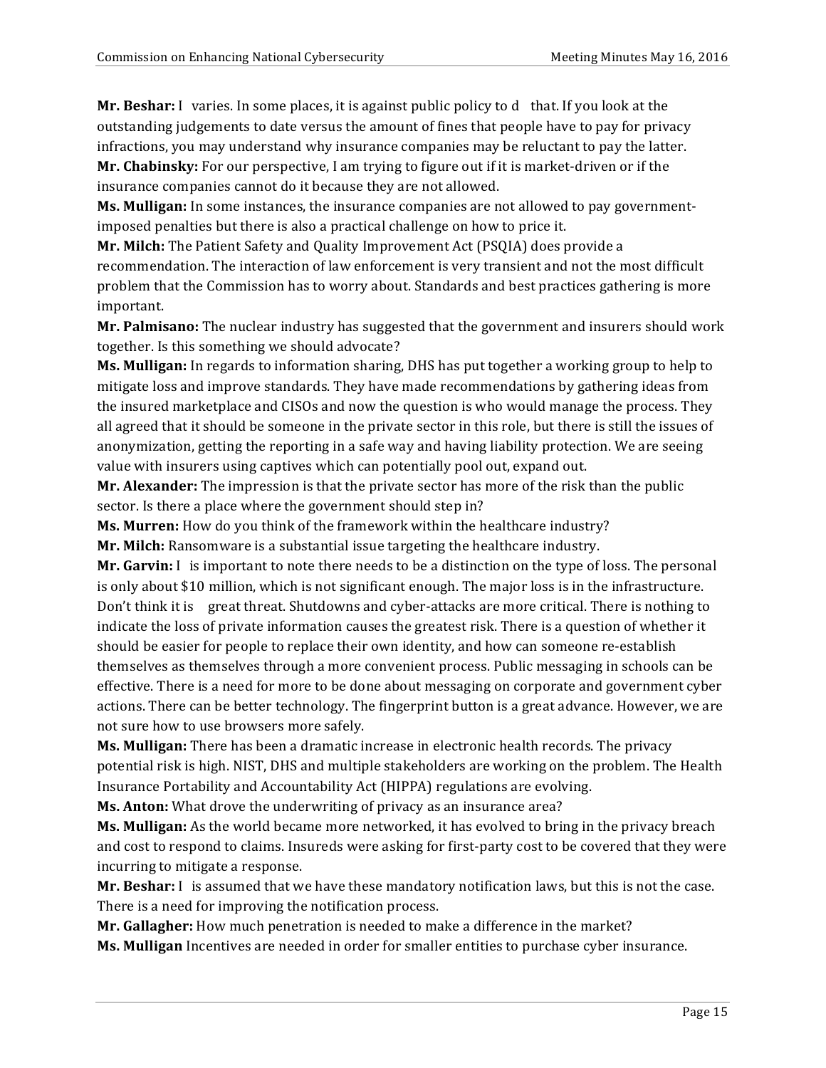**Mr. Beshar:** I varies. In some places, it is against public policy to d that. If you look at the outstanding judgements to date versus the amount of fines that people have to pay for privacy infractions, you may understand why insurance companies may be reluctant to pay the latter.
**Mr. Chabinsky:** For our perspective, I am trying to figure out if it is market-driven or if the insurance companies cannot do it because they are not allowed.
**Ms. Mulligan:** In some instances, the insurance companies are not allowed to pay government-imposed penalties but there is also a practical challenge on how to price it.
**Mr. Milch:** The Patient Safety and Quality Improvement Act (PSQIA) does provide a recommendation. The interaction of law enforcement is very transient and not the most difficult problem that the Commission has to worry about. Standards and best practices gathering is more important.
**Mr. Palmisano:** The nuclear industry has suggested that the government and insurers should work together. Is this something we should advocate?
**Ms. Mulligan:** In regards to information sharing, DHS has put together a working group to help to mitigate loss and improve standards. They have made recommendations by gathering ideas from the insured marketplace and CISOs and now the question is who would manage the process. They all agreed that it should be someone in the private sector in this role, but there is still the issues of anonymization, getting the reporting in a safe way and having liability protection. We are seeing value with insurers using captives which can potentially pool out, expand out.
**Mr. Alexander:** The impression is that the private sector has more of the risk than the public sector. Is there a place where the government should step in?
**Ms. Murren:** How do you think of the framework within the healthcare industry?
**Mr. Milch:** Ransomware is a substantial issue targeting the healthcare industry.
**Mr. Garvin:** I is important to note there needs to be a distinction on the type of loss. The personal is only about $10 million, which is not significant enough. The major loss is in the infrastructure. Don't think it is great threat. Shutdowns and cyber-attacks are more critical. There is nothing to indicate the loss of private information causes the greatest risk. There is a question of whether it should be easier for people to replace their own identity, and how can someone re-establish themselves as themselves through a more convenient process. Public messaging in schools can be effective. There is a need for more to be done about messaging on corporate and government cyber actions. There can be better technology. The fingerprint button is a great advance. However, we are not sure how to use browsers more safely.
**Ms. Mulligan:** There has been a dramatic increase in electronic health records. The privacy potential risk is high. NIST, DHS and multiple stakeholders are working on the problem. The Health Insurance Portability and Accountability Act (HIPPA) regulations are evolving.
**Ms. Anton:** What drove the underwriting of privacy as an insurance area?
**Ms. Mulligan:** As the world became more networked, it has evolved to bring in the privacy breach and cost to respond to claims. Insureds were asking for first-party cost to be covered that they were incurring to mitigate a response.
**Mr. Beshar:** I is assumed that we have these mandatory notification laws, but this is not the case. There is a need for improving the notification process.
**Mr. Gallagher:** How much penetration is needed to make a difference in the market?
**Ms. Mulligan** Incentives are needed in order for smaller entities to purchase cyber insurance.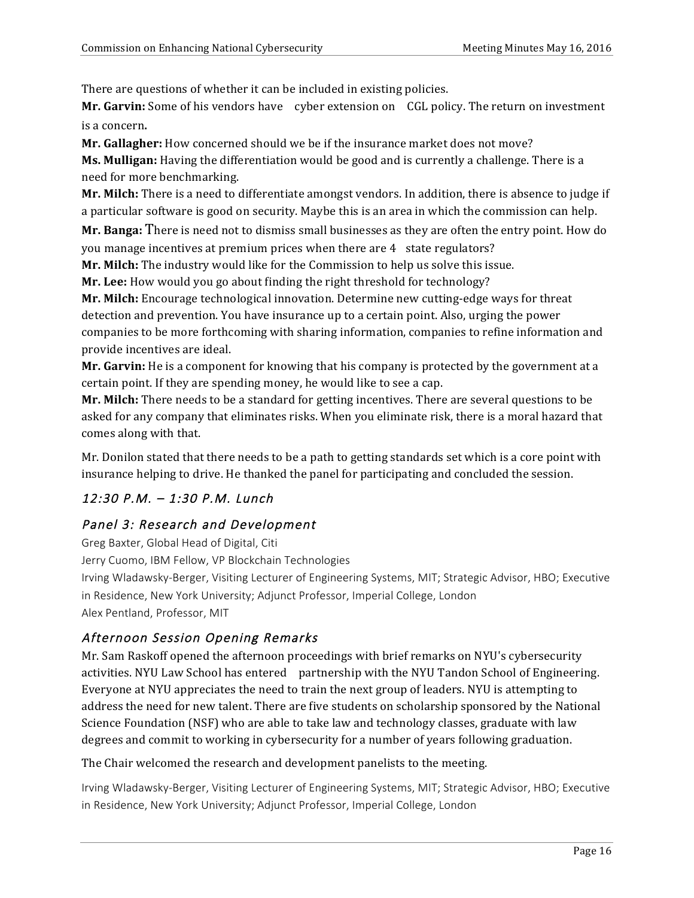There are questions of whether it can be included in existing policies.

**Mr. Garvin:** Some of his vendors have cyber extension on CGL policy. The return on investment is a concern.

**Mr. Gallagher:** How concerned should we be if the insurance market does not move?

**Ms. Mulligan:** Having the differentiation would be good and is currently a challenge. There is a need for more benchmarking.

**Mr. Milch:** There is a need to differentiate amongst vendors. In addition, there is absence to judge if a particular software is good on security. Maybe this is an area in which the commission can help.

**Mr. Banga:** There is need not to dismiss small businesses as they are often the entry point. How do you manage incentives at premium prices when there are 4 state regulators?

**Mr. Milch:** The industry would like for the Commission to help us solve this issue.

**Mr. Lee:** How would you go about finding the right threshold for technology?

**Mr. Milch:** Encourage technological innovation. Determine new cutting-edge ways for threat detection and prevention. You have insurance up to a certain point. Also, urging the power companies to be more forthcoming with sharing information, companies to refine information and provide incentives are ideal.

**Mr. Garvin:** He is a component for knowing that his company is protected by the government at a certain point. If they are spending money, he would like to see a cap.

**Mr. Milch:** There needs to be a standard for getting incentives. There are several questions to be asked for any company that eliminates risks. When you eliminate risk, there is a moral hazard that comes along with that.

Mr. Donilon stated that there needs to be a path to getting standards set which is a core point with insurance helping to drive. He thanked the panel for participating and concluded the session.

## *12:30 P.M. – 1:30 P.M. Lunch*

## *Panel 3: Research and Development*

Greg Baxter, Global Head of Digital, Citi
Jerry Cuomo, IBM Fellow, VP Blockchain Technologies
Irving Wladawsky-Berger, Visiting Lecturer of Engineering Systems, MIT; Strategic Advisor, HBO; Executive in Residence, New York University; Adjunct Professor, Imperial College, London
Alex Pentland, Professor, MIT

## *Afternoon Session Opening Remarks*

Mr. Sam Raskoff opened the afternoon proceedings with brief remarks on NYU's cybersecurity activities. NYU Law School has entered partnership with the NYU Tandon School of Engineering. Everyone at NYU appreciates the need to train the next group of leaders. NYU is attempting to address the need for new talent. There are five students on scholarship sponsored by the National Science Foundation (NSF) who are able to take law and technology classes, graduate with law degrees and commit to working in cybersecurity for a number of years following graduation.

The Chair welcomed the research and development panelists to the meeting.

Irving Wladawsky-Berger, Visiting Lecturer of Engineering Systems, MIT; Strategic Advisor, HBO; Executive in Residence, New York University; Adjunct Professor, Imperial College, London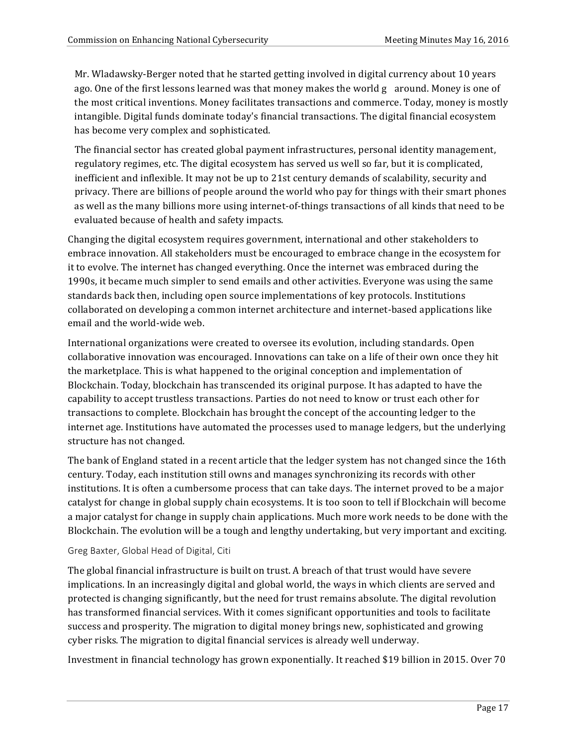Mr. Wladawsky-Berger noted that he started getting involved in digital currency about 10 years ago. One of the first lessons learned was that money makes the world g around. Money is one of the most critical inventions. Money facilitates transactions and commerce. Today, money is mostly intangible. Digital funds dominate today's financial transactions. The digital financial ecosystem has become very complex and sophisticated.

The financial sector has created global payment infrastructures, personal identity management, regulatory regimes, etc. The digital ecosystem has served us well so far, but it is complicated, inefficient and inflexible. It may not be up to 21st century demands of scalability, security and privacy. There are billions of people around the world who pay for things with their smart phones as well as the many billions more using internet-of-things transactions of all kinds that need to be evaluated because of health and safety impacts.

Changing the digital ecosystem requires government, international and other stakeholders to embrace innovation. All stakeholders must be encouraged to embrace change in the ecosystem for it to evolve. The internet has changed everything. Once the internet was embraced during the 1990s, it became much simpler to send emails and other activities. Everyone was using the same standards back then, including open source implementations of key protocols. Institutions collaborated on developing a common internet architecture and internet-based applications like email and the world-wide web.

International organizations were created to oversee its evolution, including standards. Open collaborative innovation was encouraged. Innovations can take on a life of their own once they hit the marketplace. This is what happened to the original conception and implementation of Blockchain. Today, blockchain has transcended its original purpose. It has adapted to have the capability to accept trustless transactions. Parties do not need to know or trust each other for transactions to complete. Blockchain has brought the concept of the accounting ledger to the internet age. Institutions have automated the processes used to manage ledgers, but the underlying structure has not changed.

The bank of England stated in a recent article that the ledger system has not changed since the 16th century. Today, each institution still owns and manages synchronizing its records with other institutions. It is often a cumbersome process that can take days. The internet proved to be a major catalyst for change in global supply chain ecosystems. It is too soon to tell if Blockchain will become a major catalyst for change in supply chain applications. Much more work needs to be done with the Blockchain. The evolution will be a tough and lengthy undertaking, but very important and exciting.

Greg Baxter, Global Head of Digital, Citi

The global financial infrastructure is built on trust. A breach of that trust would have severe implications. In an increasingly digital and global world, the ways in which clients are served and protected is changing significantly, but the need for trust remains absolute. The digital revolution has transformed financial services. With it comes significant opportunities and tools to facilitate success and prosperity. The migration to digital money brings new, sophisticated and growing cyber risks. The migration to digital financial services is already well underway.

Investment in financial technology has grown exponentially. It reached $19 billion in 2015. Over 70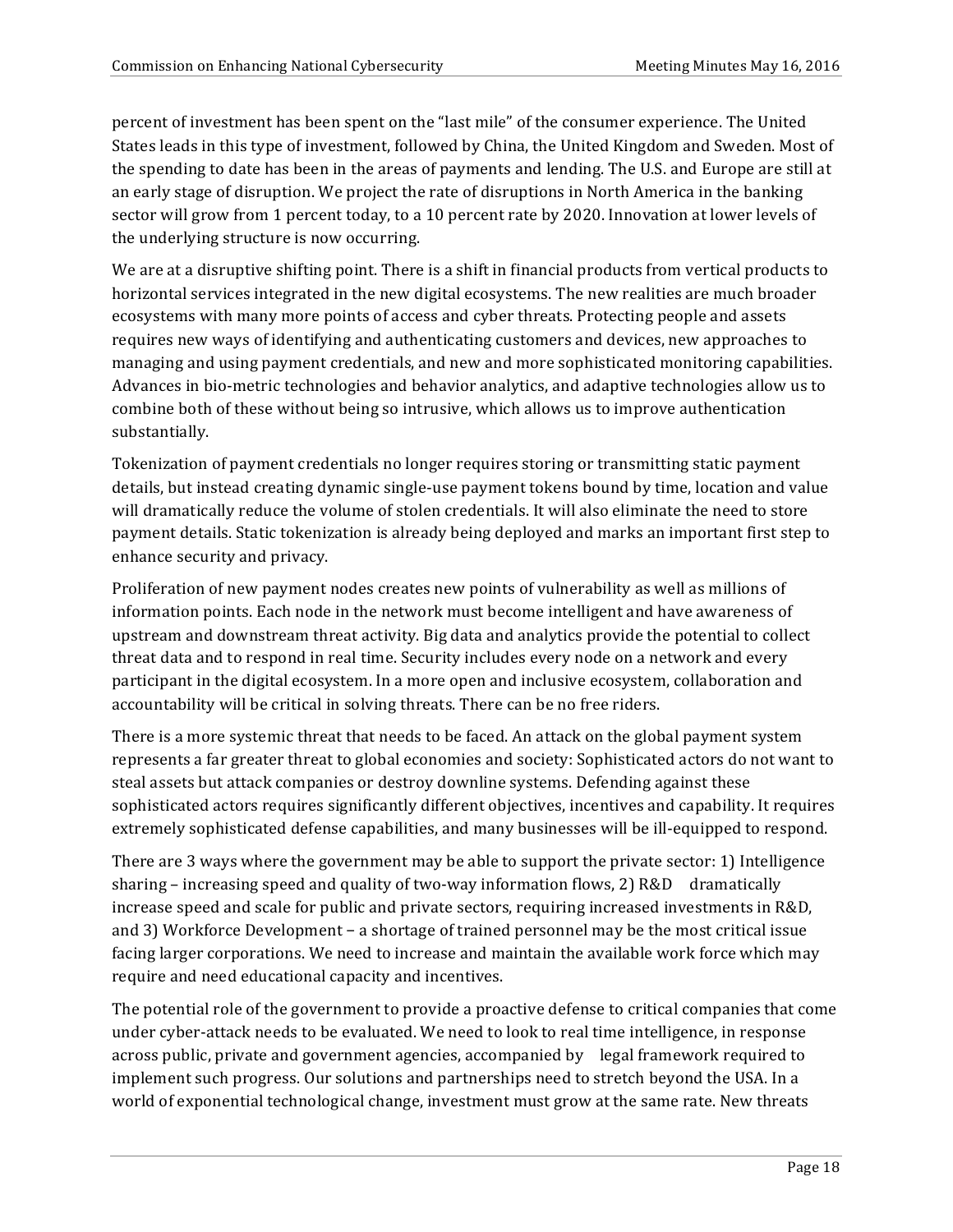percent of investment has been spent on the "last mile" of the consumer experience. The United States leads in this type of investment, followed by China, the United Kingdom and Sweden. Most of the spending to date has been in the areas of payments and lending. The U.S. and Europe are still at an early stage of disruption. We project the rate of disruptions in North America in the banking sector will grow from 1 percent today, to a 10 percent rate by 2020. Innovation at lower levels of the underlying structure is now occurring.

We are at a disruptive shifting point. There is a shift in financial products from vertical products to horizontal services integrated in the new digital ecosystems. The new realities are much broader ecosystems with many more points of access and cyber threats. Protecting people and assets requires new ways of identifying and authenticating customers and devices, new approaches to managing and using payment credentials, and new and more sophisticated monitoring capabilities. Advances in bio-metric technologies and behavior analytics, and adaptive technologies allow us to combine both of these without being so intrusive, which allows us to improve authentication substantially.

Tokenization of payment credentials no longer requires storing or transmitting static payment details, but instead creating dynamic single-use payment tokens bound by time, location and value will dramatically reduce the volume of stolen credentials. It will also eliminate the need to store payment details. Static tokenization is already being deployed and marks an important first step to enhance security and privacy.

Proliferation of new payment nodes creates new points of vulnerability as well as millions of information points. Each node in the network must become intelligent and have awareness of upstream and downstream threat activity. Big data and analytics provide the potential to collect threat data and to respond in real time. Security includes every node on a network and every participant in the digital ecosystem. In a more open and inclusive ecosystem, collaboration and accountability will be critical in solving threats. There can be no free riders.

There is a more systemic threat that needs to be faced. An attack on the global payment system represents a far greater threat to global economies and society: Sophisticated actors do not want to steal assets but attack companies or destroy downline systems. Defending against these sophisticated actors requires significantly different objectives, incentives and capability. It requires extremely sophisticated defense capabilities, and many businesses will be ill-equipped to respond.

There are 3 ways where the government may be able to support the private sector: 1) Intelligence sharing – increasing speed and quality of two-way information flows, 2) R&D dramatically increase speed and scale for public and private sectors, requiring increased investments in R&D, and 3) Workforce Development – a shortage of trained personnel may be the most critical issue facing larger corporations. We need to increase and maintain the available work force which may require and need educational capacity and incentives.

The potential role of the government to provide a proactive defense to critical companies that come under cyber-attack needs to be evaluated. We need to look to real time intelligence, in response across public, private and government agencies, accompanied by legal framework required to implement such progress. Our solutions and partnerships need to stretch beyond the USA. In a world of exponential technological change, investment must grow at the same rate. New threats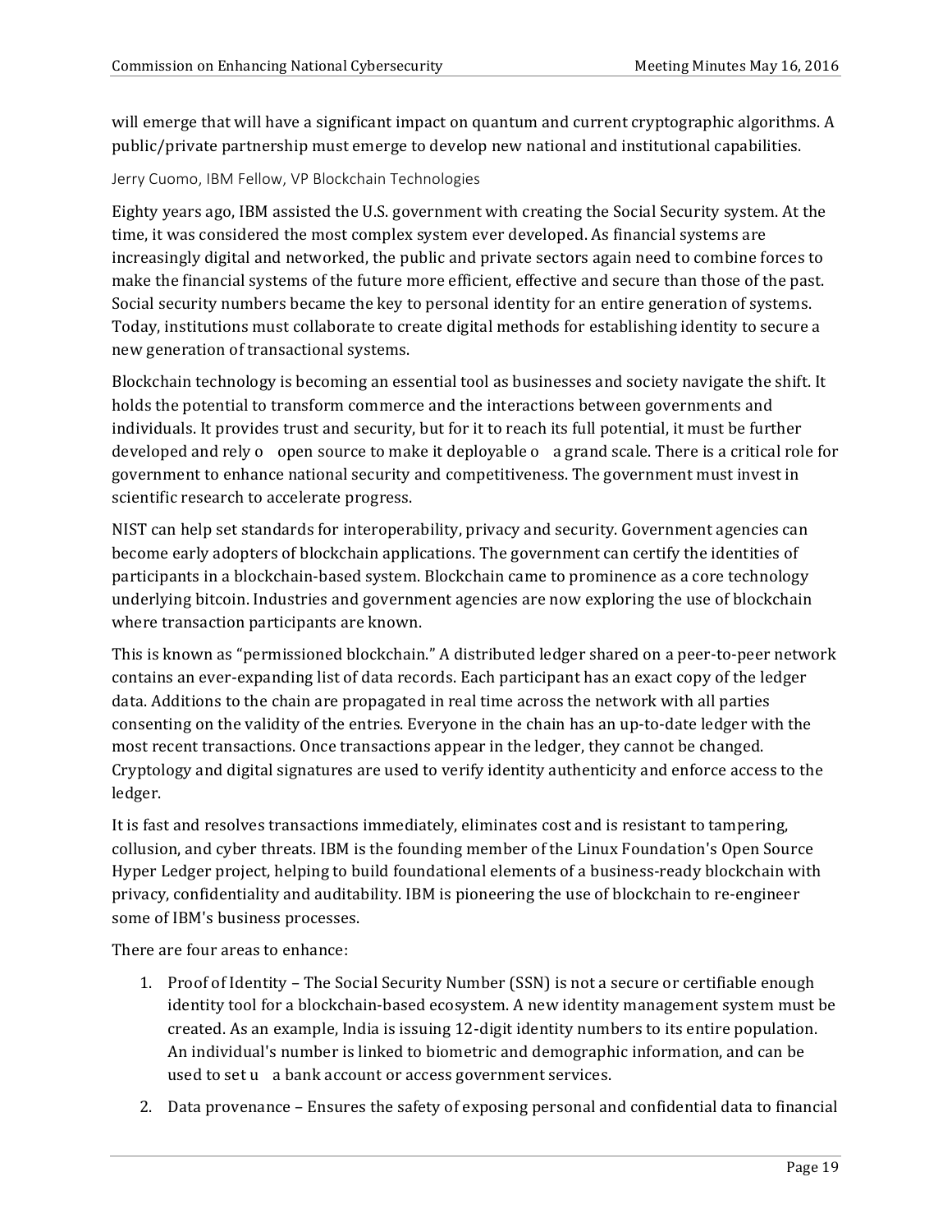will emerge that will have a significant impact on quantum and current cryptographic algorithms. A public/private partnership must emerge to develop new national and institutional capabilities.

Jerry Cuomo, IBM Fellow, VP Blockchain Technologies

Eighty years ago, IBM assisted the U.S. government with creating the Social Security system. At the time, it was considered the most complex system ever developed. As financial systems are increasingly digital and networked, the public and private sectors again need to combine forces to make the financial systems of the future more efficient, effective and secure than those of the past. Social security numbers became the key to personal identity for an entire generation of systems. Today, institutions must collaborate to create digital methods for establishing identity to secure a new generation of transactional systems.

Blockchain technology is becoming an essential tool as businesses and society navigate the shift. It holds the potential to transform commerce and the interactions between governments and individuals. It provides trust and security, but for it to reach its full potential, it must be further developed and rely o open source to make it deployable o a grand scale. There is a critical role for government to enhance national security and competitiveness. The government must invest in scientific research to accelerate progress.

NIST can help set standards for interoperability, privacy and security. Government agencies can become early adopters of blockchain applications. The government can certify the identities of participants in a blockchain-based system. Blockchain came to prominence as a core technology underlying bitcoin. Industries and government agencies are now exploring the use of blockchain where transaction participants are known.

This is known as "permissioned blockchain." A distributed ledger shared on a peer-to-peer network contains an ever-expanding list of data records. Each participant has an exact copy of the ledger data. Additions to the chain are propagated in real time across the network with all parties consenting on the validity of the entries. Everyone in the chain has an up-to-date ledger with the most recent transactions. Once transactions appear in the ledger, they cannot be changed. Cryptology and digital signatures are used to verify identity authenticity and enforce access to the ledger.

It is fast and resolves transactions immediately, eliminates cost and is resistant to tampering, collusion, and cyber threats. IBM is the founding member of the Linux Foundation's Open Source Hyper Ledger project, helping to build foundational elements of a business-ready blockchain with privacy, confidentiality and auditability. IBM is pioneering the use of blockchain to re-engineer some of IBM's business processes.

There are four areas to enhance:

1. Proof of Identity – The Social Security Number (SSN) is not a secure or certifiable enough identity tool for a blockchain-based ecosystem. A new identity management system must be created. As an example, India is issuing 12-digit identity numbers to its entire population. An individual's number is linked to biometric and demographic information, and can be used to set u a bank account or access government services.
2. Data provenance – Ensures the safety of exposing personal and confidential data to financial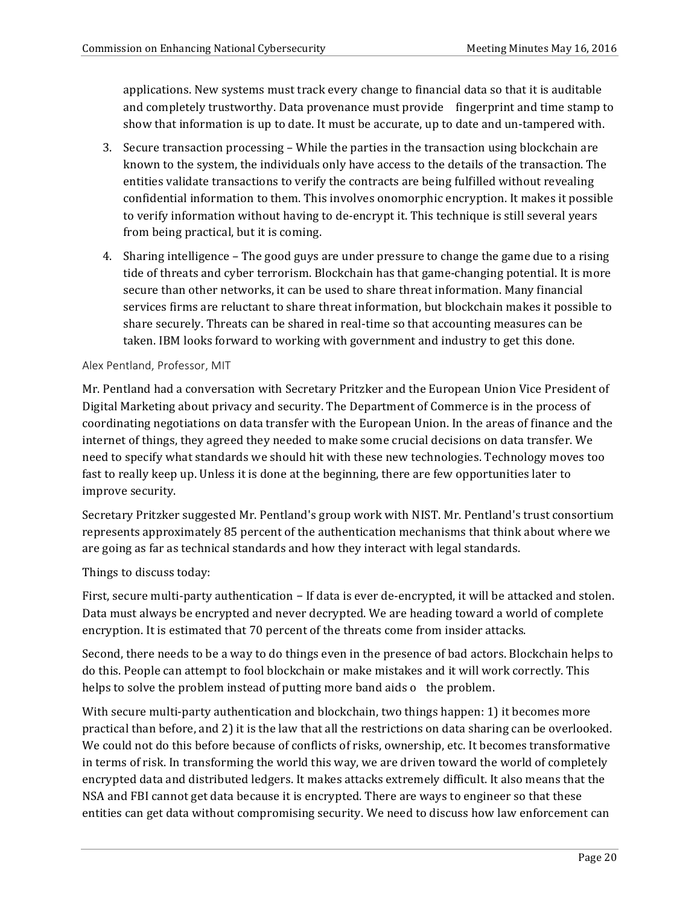applications. New systems must track every change to financial data so that it is auditable and completely trustworthy. Data provenance must provide fingerprint and time stamp to show that information is up to date. It must be accurate, up to date and un-tampered with.

3. Secure transaction processing – While the parties in the transaction using blockchain are known to the system, the individuals only have access to the details of the transaction. The entities validate transactions to verify the contracts are being fulfilled without revealing confidential information to them. This involves onomorphic encryption. It makes it possible to verify information without having to de-encrypt it. This technique is still several years from being practical, but it is coming.
4. Sharing intelligence – The good guys are under pressure to change the game due to a rising tide of threats and cyber terrorism. Blockchain has that game-changing potential. It is more secure than other networks, it can be used to share threat information. Many financial services firms are reluctant to share threat information, but blockchain makes it possible to share securely. Threats can be shared in real-time so that accounting measures can be taken. IBM looks forward to working with government and industry to get this done.

### Alex Pentland, Professor, MIT

Mr. Pentland had a conversation with Secretary Pritzker and the European Union Vice President of Digital Marketing about privacy and security. The Department of Commerce is in the process of coordinating negotiations on data transfer with the European Union. In the areas of finance and the internet of things, they agreed they needed to make some crucial decisions on data transfer. We need to specify what standards we should hit with these new technologies. Technology moves too fast to really keep up. Unless it is done at the beginning, there are few opportunities later to improve security.

Secretary Pritzker suggested Mr. Pentland's group work with NIST. Mr. Pentland's trust consortium represents approximately 85 percent of the authentication mechanisms that think about where we are going as far as technical standards and how they interact with legal standards.

Things to discuss today:

First, secure multi-party authentication – If data is ever de-encrypted, it will be attacked and stolen. Data must always be encrypted and never decrypted. We are heading toward a world of complete encryption. It is estimated that 70 percent of the threats come from insider attacks.

Second, there needs to be a way to do things even in the presence of bad actors. Blockchain helps to do this. People can attempt to fool blockchain or make mistakes and it will work correctly. This helps to solve the problem instead of putting more band aids o the problem.

With secure multi-party authentication and blockchain, two things happen: 1) it becomes more practical than before, and 2) it is the law that all the restrictions on data sharing can be overlooked. We could not do this before because of conflicts of risks, ownership, etc. It becomes transformative in terms of risk. In transforming the world this way, we are driven toward the world of completely encrypted data and distributed ledgers. It makes attacks extremely difficult. It also means that the NSA and FBI cannot get data because it is encrypted. There are ways to engineer so that these entities can get data without compromising security. We need to discuss how law enforcement can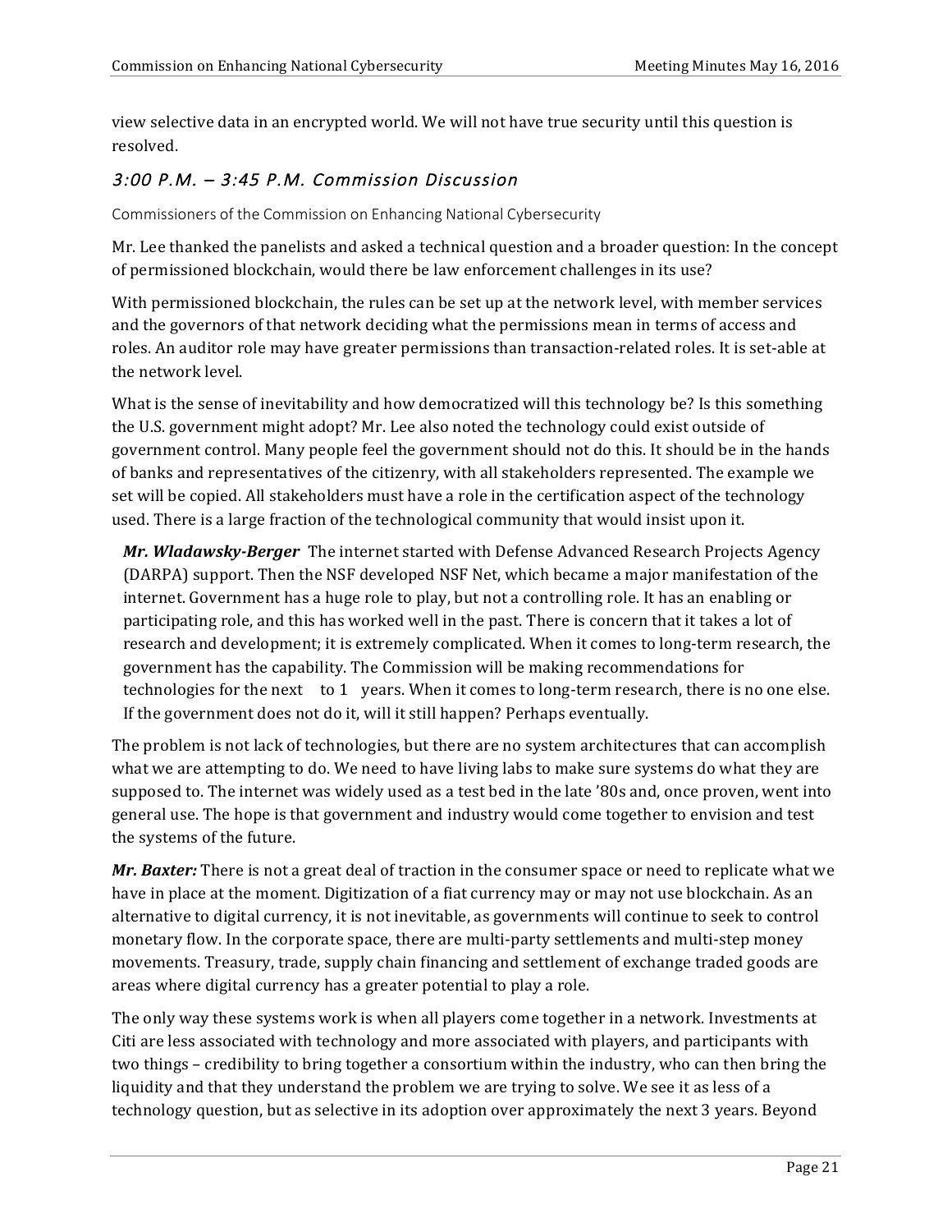view selective data in an encrypted world. We will not have true security until this question is resolved.

### *3:00 P.M. – 3:45 P.M. Commission Discussion*

Commissioners of the Commission on Enhancing National Cybersecurity

Mr. Lee thanked the panelists and asked a technical question and a broader question: In the concept of permissioned blockchain, would there be law enforcement challenges in its use?

With permissioned blockchain, the rules can be set up at the network level, with member services and the governors of that network deciding what the permissions mean in terms of access and roles. An auditor role may have greater permissions than transaction-related roles. It is set-able at the network level.

What is the sense of inevitability and how democratized will this technology be? Is this something the U.S. government might adopt? Mr. Lee also noted the technology could exist outside of government control. Many people feel the government should not do this. It should be in the hands of banks and representatives of the citizenry, with all stakeholders represented. The example we set will be copied. All stakeholders must have a role in the certification aspect of the technology used. There is a large fraction of the technological community that would insist upon it.

> ***Mr. Wladawsky-Berger*** The internet started with Defense Advanced Research Projects Agency (DARPA) support. Then the NSF developed NSF Net, which became a major manifestation of the internet. Government has a huge role to play, but not a controlling role. It has an enabling or participating role, and this has worked well in the past. There is concern that it takes a lot of research and development; it is extremely complicated. When it comes to long-term research, the government has the capability. The Commission will be making recommendations for technologies for the next to 1 years. When it comes to long-term research, there is no one else. If the government does not do it, will it still happen? Perhaps eventually.

The problem is not lack of technologies, but there are no system architectures that can accomplish what we are attempting to do. We need to have living labs to make sure systems do what they are supposed to. The internet was widely used as a test bed in the late '80s and, once proven, went into general use. The hope is that government and industry would come together to envision and test the systems of the future.

***Mr. Baxter:*** There is not a great deal of traction in the consumer space or need to replicate what we have in place at the moment. Digitization of a fiat currency may or may not use blockchain. As an alternative to digital currency, it is not inevitable, as governments will continue to seek to control monetary flow. In the corporate space, there are multi-party settlements and multi-step money movements. Treasury, trade, supply chain financing and settlement of exchange traded goods are areas where digital currency has a greater potential to play a role.

The only way these systems work is when all players come together in a network. Investments at Citi are less associated with technology and more associated with players, and participants with two things – credibility to bring together a consortium within the industry, who can then bring the liquidity and that they understand the problem we are trying to solve. We see it as less of a technology question, but as selective in its adoption over approximately the next 3 years. Beyond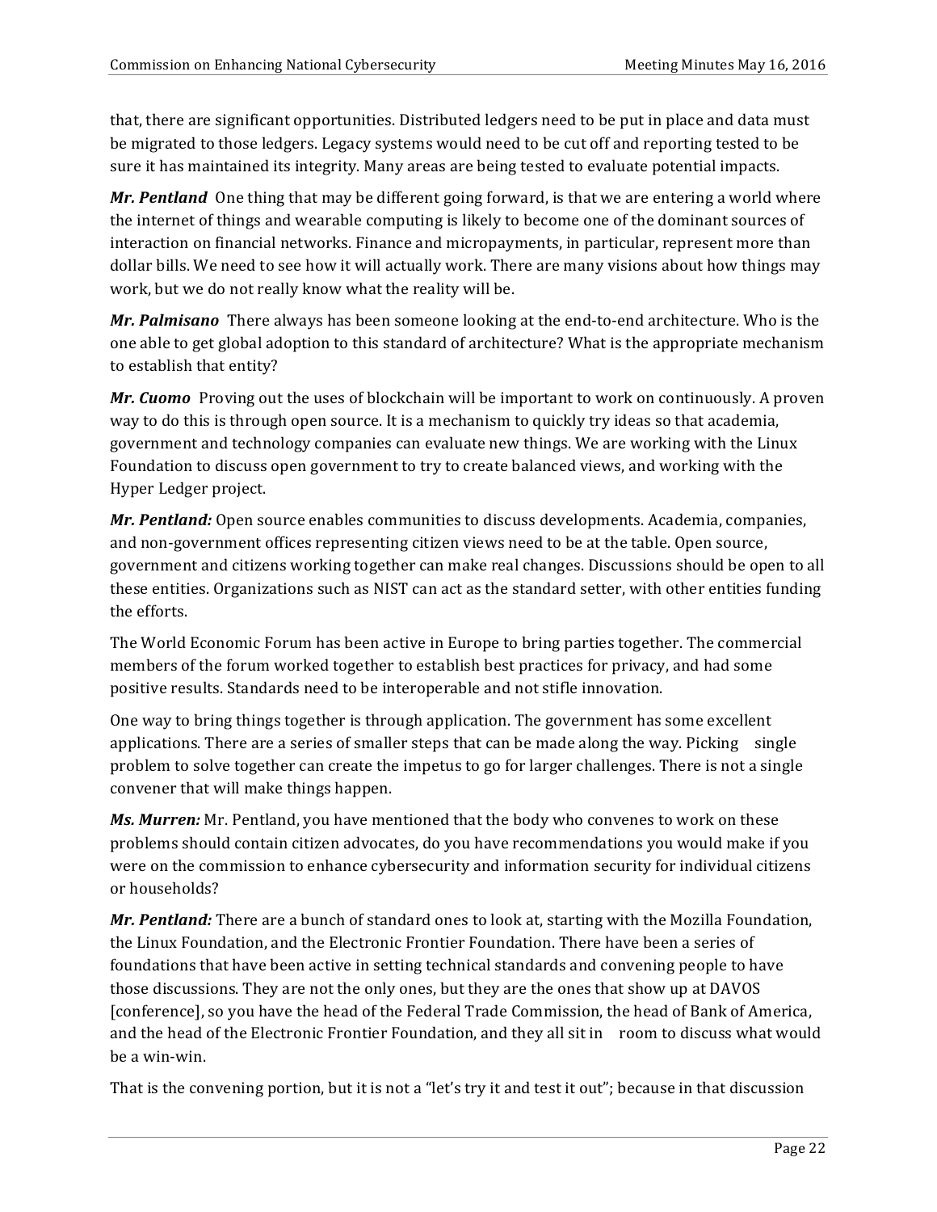that, there are significant opportunities. Distributed ledgers need to be put in place and data must be migrated to those ledgers. Legacy systems would need to be cut off and reporting tested to be sure it has maintained its integrity. Many areas are being tested to evaluate potential impacts.

***Mr. Pentland*** One thing that may be different going forward, is that we are entering a world where the internet of things and wearable computing is likely to become one of the dominant sources of interaction on financial networks. Finance and micropayments, in particular, represent more than dollar bills. We need to see how it will actually work. There are many visions about how things may work, but we do not really know what the reality will be.

***Mr. Palmisano*** There always has been someone looking at the end-to-end architecture. Who is the one able to get global adoption to this standard of architecture? What is the appropriate mechanism to establish that entity?

***Mr. Cuomo*** Proving out the uses of blockchain will be important to work on continuously. A proven way to do this is through open source. It is a mechanism to quickly try ideas so that academia, government and technology companies can evaluate new things. We are working with the Linux Foundation to discuss open government to try to create balanced views, and working with the Hyper Ledger project.

***Mr. Pentland:*** Open source enables communities to discuss developments. Academia, companies, and non-government offices representing citizen views need to be at the table. Open source, government and citizens working together can make real changes. Discussions should be open to all these entities. Organizations such as NIST can act as the standard setter, with other entities funding the efforts.

The World Economic Forum has been active in Europe to bring parties together. The commercial members of the forum worked together to establish best practices for privacy, and had some positive results. Standards need to be interoperable and not stifle innovation.

One way to bring things together is through application. The government has some excellent applications. There are a series of smaller steps that can be made along the way. Picking single problem to solve together can create the impetus to go for larger challenges. There is not a single convener that will make things happen.

***Ms. Murren:*** Mr. Pentland, you have mentioned that the body who convenes to work on these problems should contain citizen advocates, do you have recommendations you would make if you were on the commission to enhance cybersecurity and information security for individual citizens or households?

***Mr. Pentland:*** There are a bunch of standard ones to look at, starting with the Mozilla Foundation, the Linux Foundation, and the Electronic Frontier Foundation. There have been a series of foundations that have been active in setting technical standards and convening people to have those discussions. They are not the only ones, but they are the ones that show up at DAVOS [conference], so you have the head of the Federal Trade Commission, the head of Bank of America, and the head of the Electronic Frontier Foundation, and they all sit in room to discuss what would be a win-win.

That is the convening portion, but it is not a "let's try it and test it out"; because in that discussion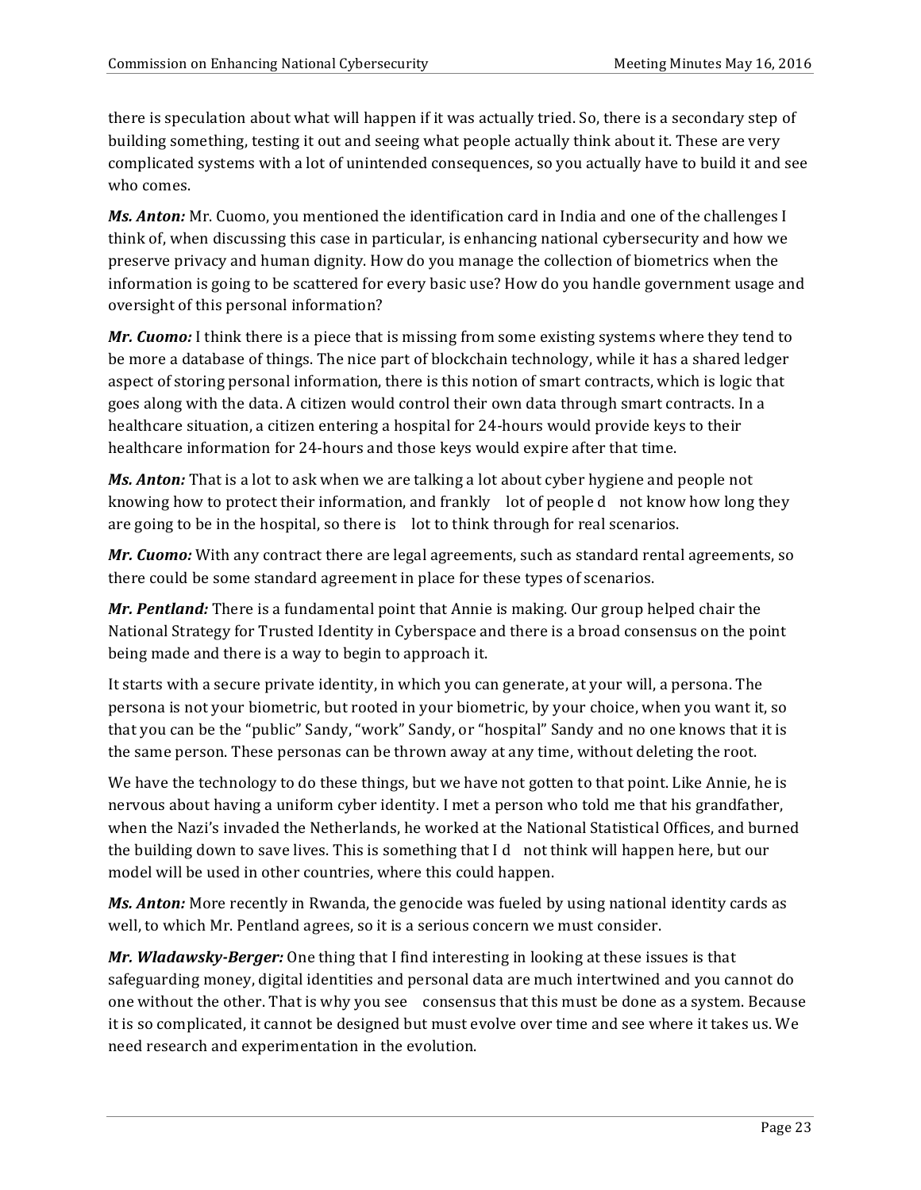there is speculation about what will happen if it was actually tried. So, there is a secondary step of building something, testing it out and seeing what people actually think about it. These are very complicated systems with a lot of unintended consequences, so you actually have to build it and see who comes.

***Ms. Anton:*** Mr. Cuomo, you mentioned the identification card in India and one of the challenges I think of, when discussing this case in particular, is enhancing national cybersecurity and how we preserve privacy and human dignity. How do you manage the collection of biometrics when the information is going to be scattered for every basic use? How do you handle government usage and oversight of this personal information?

***Mr. Cuomo:*** I think there is a piece that is missing from some existing systems where they tend to be more a database of things. The nice part of blockchain technology, while it has a shared ledger aspect of storing personal information, there is this notion of smart contracts, which is logic that goes along with the data. A citizen would control their own data through smart contracts. In a healthcare situation, a citizen entering a hospital for 24-hours would provide keys to their healthcare information for 24-hours and those keys would expire after that time.

***Ms. Anton:*** That is a lot to ask when we are talking a lot about cyber hygiene and people not knowing how to protect their information, and frankly lot of people d not know how long they are going to be in the hospital, so there is lot to think through for real scenarios.

***Mr. Cuomo:*** With any contract there are legal agreements, such as standard rental agreements, so there could be some standard agreement in place for these types of scenarios.

***Mr. Pentland:*** There is a fundamental point that Annie is making. Our group helped chair the National Strategy for Trusted Identity in Cyberspace and there is a broad consensus on the point being made and there is a way to begin to approach it.

It starts with a secure private identity, in which you can generate, at your will, a persona. The persona is not your biometric, but rooted in your biometric, by your choice, when you want it, so that you can be the "public" Sandy, "work" Sandy, or "hospital" Sandy and no one knows that it is the same person. These personas can be thrown away at any time, without deleting the root.

We have the technology to do these things, but we have not gotten to that point. Like Annie, he is nervous about having a uniform cyber identity. I met a person who told me that his grandfather, when the Nazi's invaded the Netherlands, he worked at the National Statistical Offices, and burned the building down to save lives. This is something that I d not think will happen here, but our model will be used in other countries, where this could happen.

***Ms. Anton:*** More recently in Rwanda, the genocide was fueled by using national identity cards as well, to which Mr. Pentland agrees, so it is a serious concern we must consider.

***Mr. Wladawsky-Berger:*** One thing that I find interesting in looking at these issues is that safeguarding money, digital identities and personal data are much intertwined and you cannot do one without the other. That is why you see consensus that this must be done as a system. Because it is so complicated, it cannot be designed but must evolve over time and see where it takes us. We need research and experimentation in the evolution.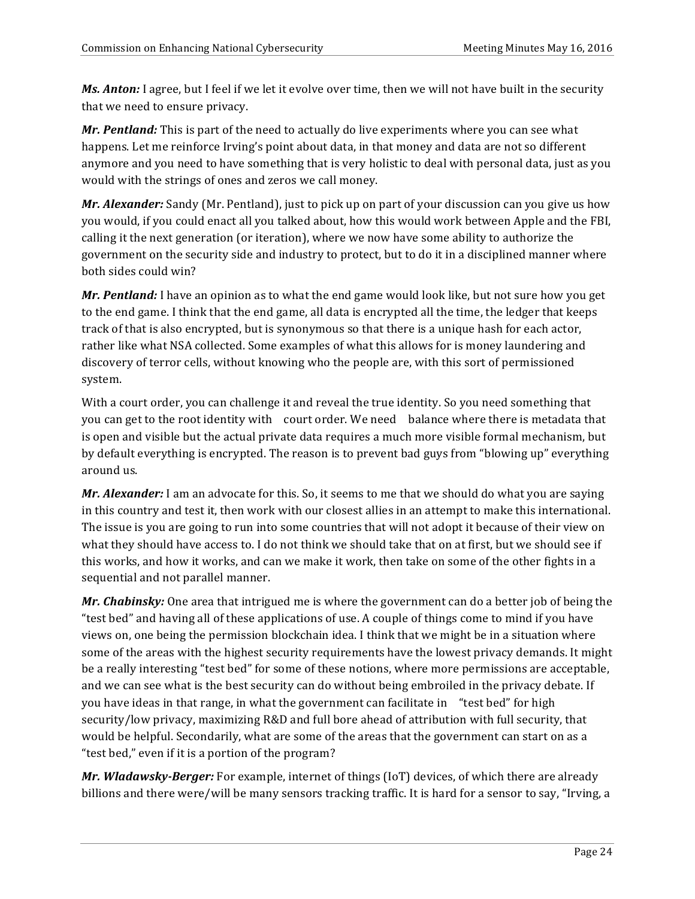***Ms. Anton:*** I agree, but I feel if we let it evolve over time, then we will not have built in the security that we need to ensure privacy.

***Mr. Pentland:*** This is part of the need to actually do live experiments where you can see what happens. Let me reinforce Irving's point about data, in that money and data are not so different anymore and you need to have something that is very holistic to deal with personal data, just as you would with the strings of ones and zeros we call money.

***Mr. Alexander:*** Sandy (Mr. Pentland), just to pick up on part of your discussion can you give us how you would, if you could enact all you talked about, how this would work between Apple and the FBI, calling it the next generation (or iteration), where we now have some ability to authorize the government on the security side and industry to protect, but to do it in a disciplined manner where both sides could win?

***Mr. Pentland:*** I have an opinion as to what the end game would look like, but not sure how you get to the end game. I think that the end game, all data is encrypted all the time, the ledger that keeps track of that is also encrypted, but is synonymous so that there is a unique hash for each actor, rather like what NSA collected. Some examples of what this allows for is money laundering and discovery of terror cells, without knowing who the people are, with this sort of permissioned system.

With a court order, you can challenge it and reveal the true identity. So you need something that you can get to the root identity with court order. We need balance where there is metadata that is open and visible but the actual private data requires a much more visible formal mechanism, but by default everything is encrypted. The reason is to prevent bad guys from "blowing up" everything around us.

***Mr. Alexander:*** I am an advocate for this. So, it seems to me that we should do what you are saying in this country and test it, then work with our closest allies in an attempt to make this international. The issue is you are going to run into some countries that will not adopt it because of their view on what they should have access to. I do not think we should take that on at first, but we should see if this works, and how it works, and can we make it work, then take on some of the other fights in a sequential and not parallel manner.

***Mr. Chabinsky:*** One area that intrigued me is where the government can do a better job of being the "test bed" and having all of these applications of use. A couple of things come to mind if you have views on, one being the permission blockchain idea. I think that we might be in a situation where some of the areas with the highest security requirements have the lowest privacy demands. It might be a really interesting "test bed" for some of these notions, where more permissions are acceptable, and we can see what is the best security can do without being embroiled in the privacy debate. If you have ideas in that range, in what the government can facilitate in "test bed" for high security/low privacy, maximizing R&D and full bore ahead of attribution with full security, that would be helpful. Secondarily, what are some of the areas that the government can start on as a "test bed," even if it is a portion of the program?

***Mr. Wladawsky-Berger:*** For example, internet of things (IoT) devices, of which there are already billions and there were/will be many sensors tracking traffic. It is hard for a sensor to say, "Irving, a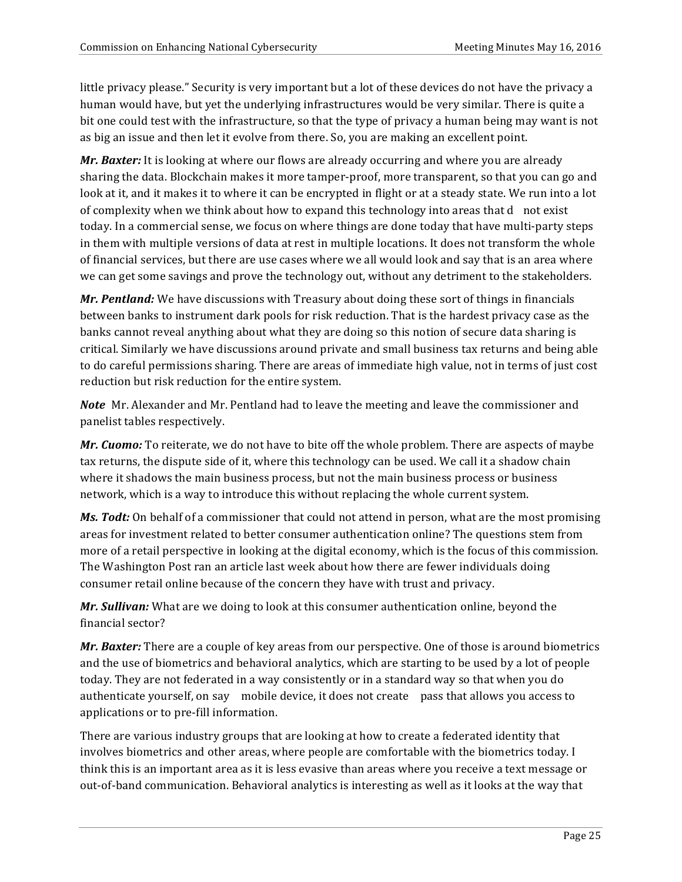little privacy please." Security is very important but a lot of these devices do not have the privacy a human would have, but yet the underlying infrastructures would be very similar. There is quite a bit one could test with the infrastructure, so that the type of privacy a human being may want is not as big an issue and then let it evolve from there. So, you are making an excellent point.

***Mr. Baxter:*** It is looking at where our flows are already occurring and where you are already sharing the data. Blockchain makes it more tamper-proof, more transparent, so that you can go and look at it, and it makes it to where it can be encrypted in flight or at a steady state. We run into a lot of complexity when we think about how to expand this technology into areas that d not exist today. In a commercial sense, we focus on where things are done today that have multi-party steps in them with multiple versions of data at rest in multiple locations. It does not transform the whole of financial services, but there are use cases where we all would look and say that is an area where we can get some savings and prove the technology out, without any detriment to the stakeholders.

***Mr. Pentland:*** We have discussions with Treasury about doing these sort of things in financials between banks to instrument dark pools for risk reduction. That is the hardest privacy case as the banks cannot reveal anything about what they are doing so this notion of secure data sharing is critical. Similarly we have discussions around private and small business tax returns and being able to do careful permissions sharing. There are areas of immediate high value, not in terms of just cost reduction but risk reduction for the entire system.

***Note*** Mr. Alexander and Mr. Pentland had to leave the meeting and leave the commissioner and panelist tables respectively.

***Mr. Cuomo:*** To reiterate, we do not have to bite off the whole problem. There are aspects of maybe tax returns, the dispute side of it, where this technology can be used. We call it a shadow chain where it shadows the main business process, but not the main business process or business network, which is a way to introduce this without replacing the whole current system.

***Ms. Todt:*** On behalf of a commissioner that could not attend in person, what are the most promising areas for investment related to better consumer authentication online? The questions stem from more of a retail perspective in looking at the digital economy, which is the focus of this commission. The Washington Post ran an article last week about how there are fewer individuals doing consumer retail online because of the concern they have with trust and privacy.

***Mr. Sullivan:*** What are we doing to look at this consumer authentication online, beyond the financial sector?

***Mr. Baxter:*** There are a couple of key areas from our perspective. One of those is around biometrics and the use of biometrics and behavioral analytics, which are starting to be used by a lot of people today. They are not federated in a way consistently or in a standard way so that when you do authenticate yourself, on say mobile device, it does not create pass that allows you access to applications or to pre-fill information.

There are various industry groups that are looking at how to create a federated identity that involves biometrics and other areas, where people are comfortable with the biometrics today. I think this is an important area as it is less evasive than areas where you receive a text message or out-of-band communication. Behavioral analytics is interesting as well as it looks at the way that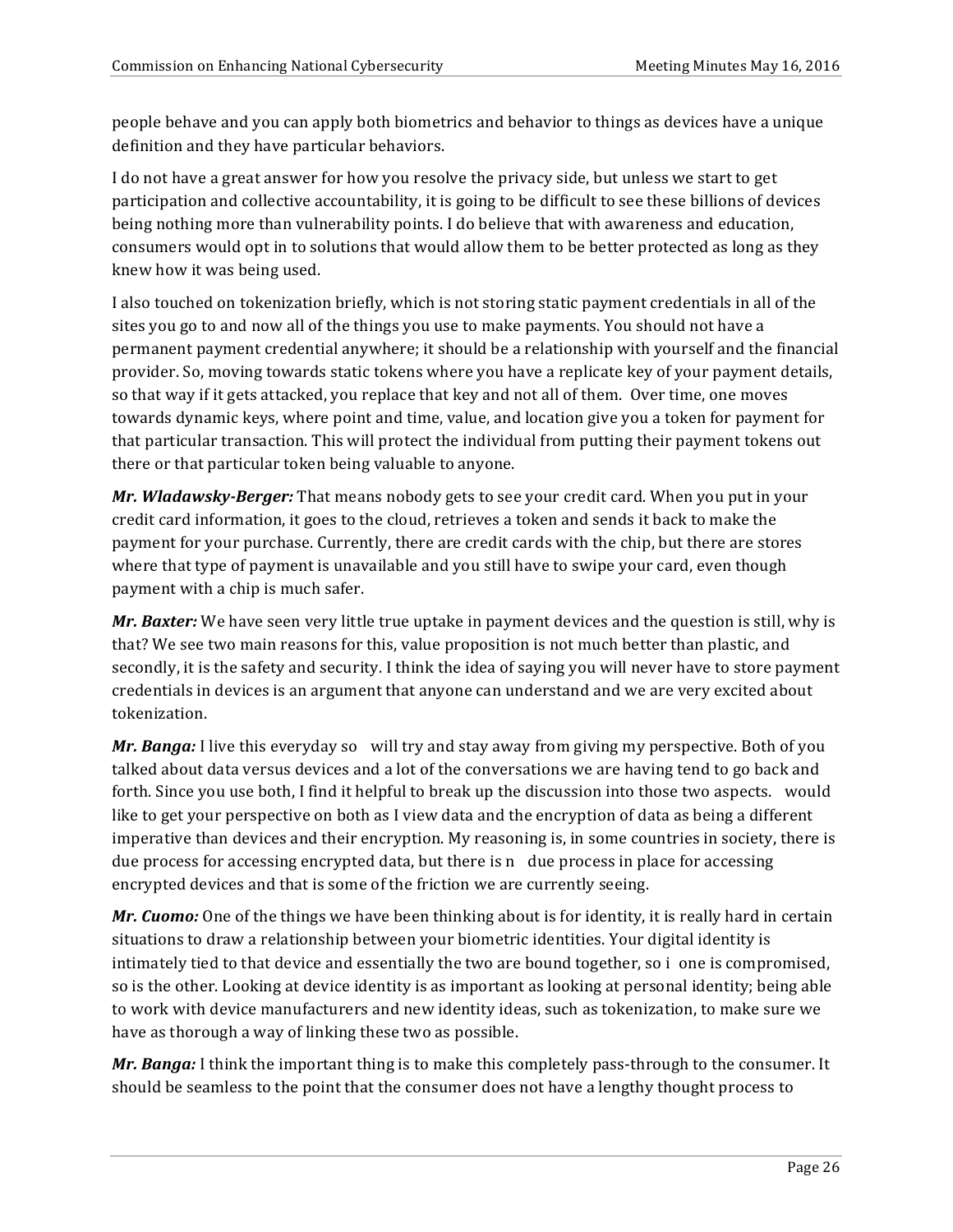people behave and you can apply both biometrics and behavior to things as devices have a unique definition and they have particular behaviors.

I do not have a great answer for how you resolve the privacy side, but unless we start to get participation and collective accountability, it is going to be difficult to see these billions of devices being nothing more than vulnerability points. I do believe that with awareness and education, consumers would opt in to solutions that would allow them to be better protected as long as they knew how it was being used.

I also touched on tokenization briefly, which is not storing static payment credentials in all of the sites you go to and now all of the things you use to make payments. You should not have a permanent payment credential anywhere; it should be a relationship with yourself and the financial provider. So, moving towards static tokens where you have a replicate key of your payment details, so that way if it gets attacked, you replace that key and not all of them. Over time, one moves towards dynamic keys, where point and time, value, and location give you a token for payment for that particular transaction. This will protect the individual from putting their payment tokens out there or that particular token being valuable to anyone.

***Mr. Wladawsky-Berger:*** That means nobody gets to see your credit card. When you put in your credit card information, it goes to the cloud, retrieves a token and sends it back to make the payment for your purchase. Currently, there are credit cards with the chip, but there are stores where that type of payment is unavailable and you still have to swipe your card, even though payment with a chip is much safer.

***Mr. Baxter:*** We have seen very little true uptake in payment devices and the question is still, why is that? We see two main reasons for this, value proposition is not much better than plastic, and secondly, it is the safety and security. I think the idea of saying you will never have to store payment credentials in devices is an argument that anyone can understand and we are very excited about tokenization.

***Mr. Banga:*** I live this everyday so will try and stay away from giving my perspective. Both of you talked about data versus devices and a lot of the conversations we are having tend to go back and forth. Since you use both, I find it helpful to break up the discussion into those two aspects. would like to get your perspective on both as I view data and the encryption of data as being a different imperative than devices and their encryption. My reasoning is, in some countries in society, there is due process for accessing encrypted data, but there is n due process in place for accessing encrypted devices and that is some of the friction we are currently seeing.

***Mr. Cuomo:*** One of the things we have been thinking about is for identity, it is really hard in certain situations to draw a relationship between your biometric identities. Your digital identity is intimately tied to that device and essentially the two are bound together, so i one is compromised, so is the other. Looking at device identity is as important as looking at personal identity; being able to work with device manufacturers and new identity ideas, such as tokenization, to make sure we have as thorough a way of linking these two as possible.

***Mr. Banga:*** I think the important thing is to make this completely pass-through to the consumer. It should be seamless to the point that the consumer does not have a lengthy thought process to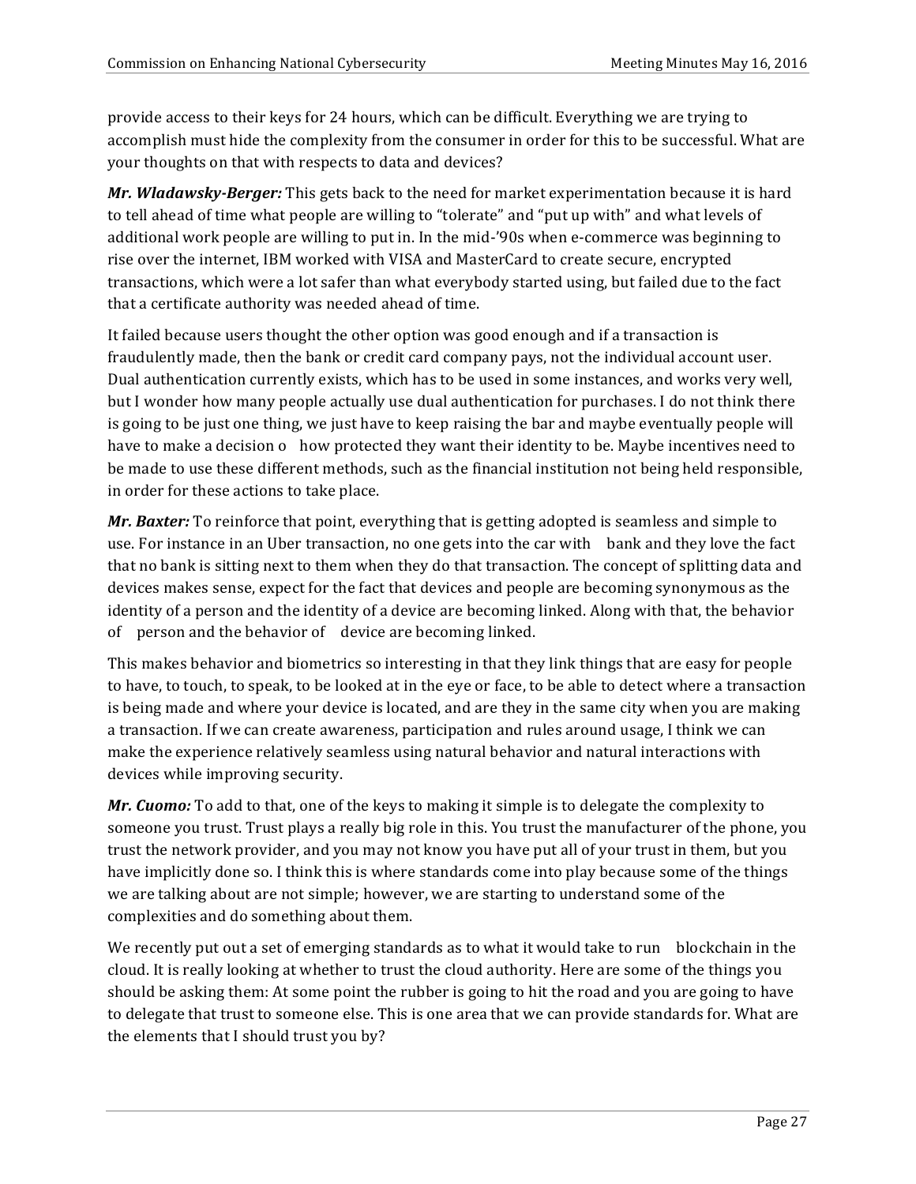provide access to their keys for 24 hours, which can be difficult. Everything we are trying to accomplish must hide the complexity from the consumer in order for this to be successful. What are your thoughts on that with respects to data and devices?

***Mr. Wladawsky-Berger:*** This gets back to the need for market experimentation because it is hard to tell ahead of time what people are willing to "tolerate" and "put up with" and what levels of additional work people are willing to put in. In the mid-'90s when e-commerce was beginning to rise over the internet, IBM worked with VISA and MasterCard to create secure, encrypted transactions, which were a lot safer than what everybody started using, but failed due to the fact that a certificate authority was needed ahead of time.

It failed because users thought the other option was good enough and if a transaction is fraudulently made, then the bank or credit card company pays, not the individual account user. Dual authentication currently exists, which has to be used in some instances, and works very well, but I wonder how many people actually use dual authentication for purchases. I do not think there is going to be just one thing, we just have to keep raising the bar and maybe eventually people will have to make a decision o how protected they want their identity to be. Maybe incentives need to be made to use these different methods, such as the financial institution not being held responsible, in order for these actions to take place.

***Mr. Baxter:*** To reinforce that point, everything that is getting adopted is seamless and simple to use. For instance in an Uber transaction, no one gets into the car with bank and they love the fact that no bank is sitting next to them when they do that transaction. The concept of splitting data and devices makes sense, expect for the fact that devices and people are becoming synonymous as the identity of a person and the identity of a device are becoming linked. Along with that, the behavior of person and the behavior of device are becoming linked.

This makes behavior and biometrics so interesting in that they link things that are easy for people to have, to touch, to speak, to be looked at in the eye or face, to be able to detect where a transaction is being made and where your device is located, and are they in the same city when you are making a transaction. If we can create awareness, participation and rules around usage, I think we can make the experience relatively seamless using natural behavior and natural interactions with devices while improving security.

***Mr. Cuomo:*** To add to that, one of the keys to making it simple is to delegate the complexity to someone you trust. Trust plays a really big role in this. You trust the manufacturer of the phone, you trust the network provider, and you may not know you have put all of your trust in them, but you have implicitly done so. I think this is where standards come into play because some of the things we are talking about are not simple; however, we are starting to understand some of the complexities and do something about them.

We recently put out a set of emerging standards as to what it would take to run blockchain in the cloud. It is really looking at whether to trust the cloud authority. Here are some of the things you should be asking them: At some point the rubber is going to hit the road and you are going to have to delegate that trust to someone else. This is one area that we can provide standards for. What are the elements that I should trust you by?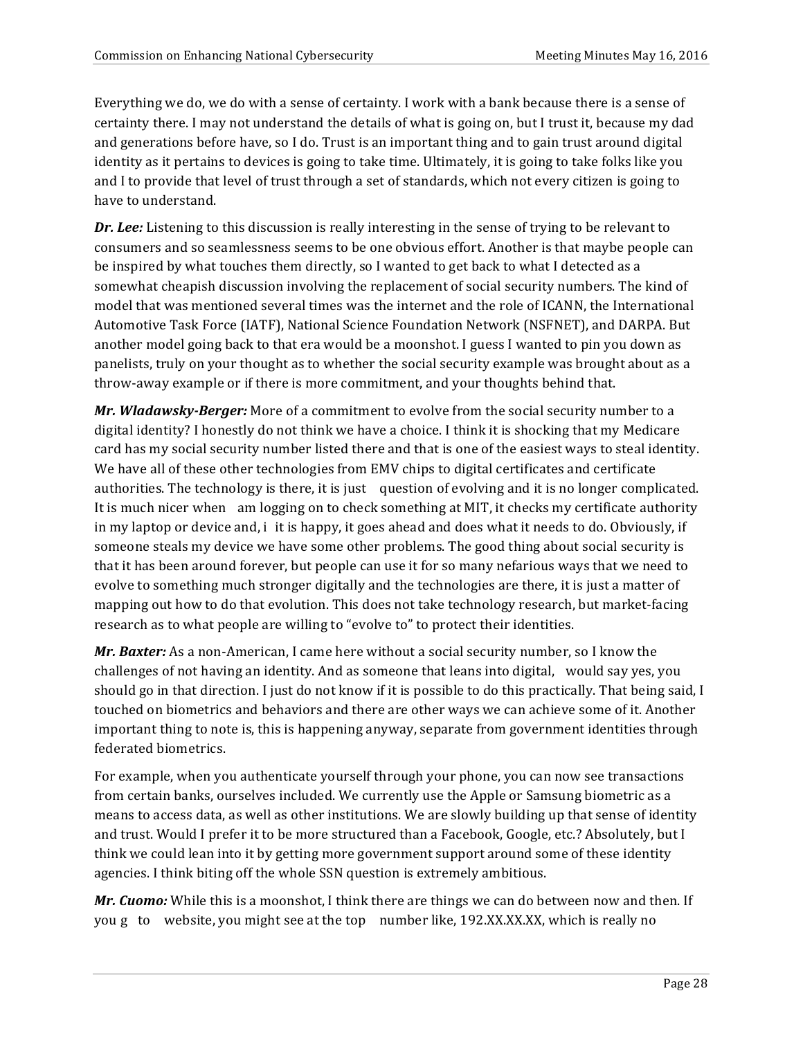Everything we do, we do with a sense of certainty. I work with a bank because there is a sense of certainty there. I may not understand the details of what is going on, but I trust it, because my dad and generations before have, so I do. Trust is an important thing and to gain trust around digital identity as it pertains to devices is going to take time. Ultimately, it is going to take folks like you and I to provide that level of trust through a set of standards, which not every citizen is going to have to understand.

***Dr. Lee:*** Listening to this discussion is really interesting in the sense of trying to be relevant to consumers and so seamlessness seems to be one obvious effort. Another is that maybe people can be inspired by what touches them directly, so I wanted to get back to what I detected as a somewhat cheapish discussion involving the replacement of social security numbers. The kind of model that was mentioned several times was the internet and the role of ICANN, the International Automotive Task Force (IATF), National Science Foundation Network (NSFNET), and DARPA. But another model going back to that era would be a moonshot. I guess I wanted to pin you down as panelists, truly on your thought as to whether the social security example was brought about as a throw-away example or if there is more commitment, and your thoughts behind that.

***Mr. Wladawsky-Berger:*** More of a commitment to evolve from the social security number to a digital identity? I honestly do not think we have a choice. I think it is shocking that my Medicare card has my social security number listed there and that is one of the easiest ways to steal identity. We have all of these other technologies from EMV chips to digital certificates and certificate authorities. The technology is there, it is just question of evolving and it is no longer complicated. It is much nicer when am logging on to check something at MIT, it checks my certificate authority in my laptop or device and, i it is happy, it goes ahead and does what it needs to do. Obviously, if someone steals my device we have some other problems. The good thing about social security is that it has been around forever, but people can use it for so many nefarious ways that we need to evolve to something much stronger digitally and the technologies are there, it is just a matter of mapping out how to do that evolution. This does not take technology research, but market-facing research as to what people are willing to "evolve to" to protect their identities.

***Mr. Baxter:*** As a non-American, I came here without a social security number, so I know the challenges of not having an identity. And as someone that leans into digital, would say yes, you should go in that direction. I just do not know if it is possible to do this practically. That being said, I touched on biometrics and behaviors and there are other ways we can achieve some of it. Another important thing to note is, this is happening anyway, separate from government identities through federated biometrics.

For example, when you authenticate yourself through your phone, you can now see transactions from certain banks, ourselves included. We currently use the Apple or Samsung biometric as a means to access data, as well as other institutions. We are slowly building up that sense of identity and trust. Would I prefer it to be more structured than a Facebook, Google, etc.? Absolutely, but I think we could lean into it by getting more government support around some of these identity agencies. I think biting off the whole SSN question is extremely ambitious.

***Mr. Cuomo:*** While this is a moonshot, I think there are things we can do between now and then. If you g to website, you might see at the top number like, 192.XX.XX.XX, which is really no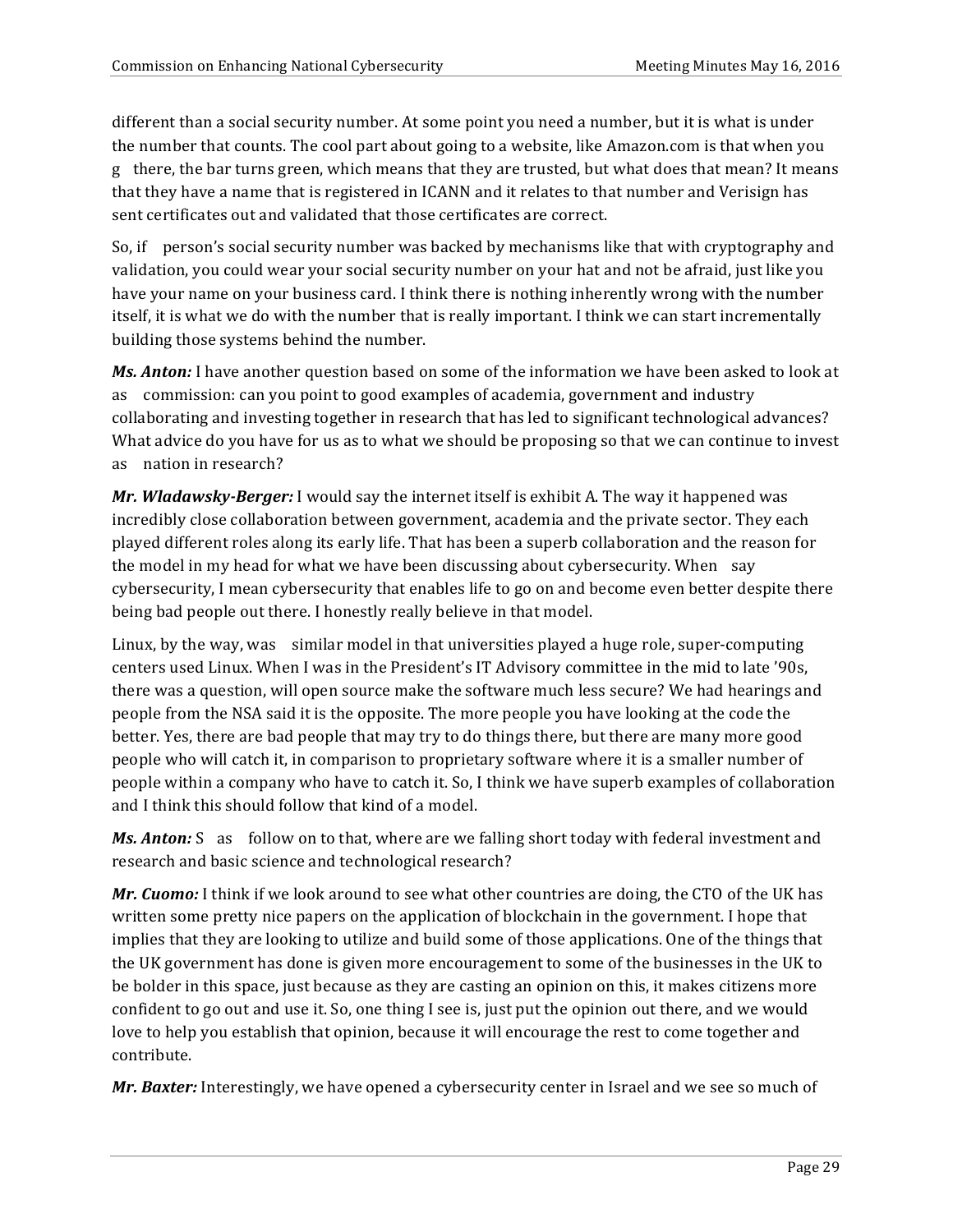different than a social security number. At some point you need a number, but it is what is under the number that counts. The cool part about going to a website, like Amazon.com is that when you g there, the bar turns green, which means that they are trusted, but what does that mean? It means that they have a name that is registered in ICANN and it relates to that number and Verisign has sent certificates out and validated that those certificates are correct.

So, if person's social security number was backed by mechanisms like that with cryptography and validation, you could wear your social security number on your hat and not be afraid, just like you have your name on your business card. I think there is nothing inherently wrong with the number itself, it is what we do with the number that is really important. I think we can start incrementally building those systems behind the number.

***Ms. Anton:*** I have another question based on some of the information we have been asked to look at as commission: can you point to good examples of academia, government and industry collaborating and investing together in research that has led to significant technological advances? What advice do you have for us as to what we should be proposing so that we can continue to invest as nation in research?

***Mr. Wladawsky-Berger:*** I would say the internet itself is exhibit A. The way it happened was incredibly close collaboration between government, academia and the private sector. They each played different roles along its early life. That has been a superb collaboration and the reason for the model in my head for what we have been discussing about cybersecurity. When say cybersecurity, I mean cybersecurity that enables life to go on and become even better despite there being bad people out there. I honestly really believe in that model.

Linux, by the way, was similar model in that universities played a huge role, super-computing centers used Linux. When I was in the President's IT Advisory committee in the mid to late '90s, there was a question, will open source make the software much less secure? We had hearings and people from the NSA said it is the opposite. The more people you have looking at the code the better. Yes, there are bad people that may try to do things there, but there are many more good people who will catch it, in comparison to proprietary software where it is a smaller number of people within a company who have to catch it. So, I think we have superb examples of collaboration and I think this should follow that kind of a model.

***Ms. Anton:*** S as follow on to that, where are we falling short today with federal investment and research and basic science and technological research?

***Mr. Cuomo:*** I think if we look around to see what other countries are doing, the CTO of the UK has written some pretty nice papers on the application of blockchain in the government. I hope that implies that they are looking to utilize and build some of those applications. One of the things that the UK government has done is given more encouragement to some of the businesses in the UK to be bolder in this space, just because as they are casting an opinion on this, it makes citizens more confident to go out and use it. So, one thing I see is, just put the opinion out there, and we would love to help you establish that opinion, because it will encourage the rest to come together and contribute.

***Mr. Baxter:*** Interestingly, we have opened a cybersecurity center in Israel and we see so much of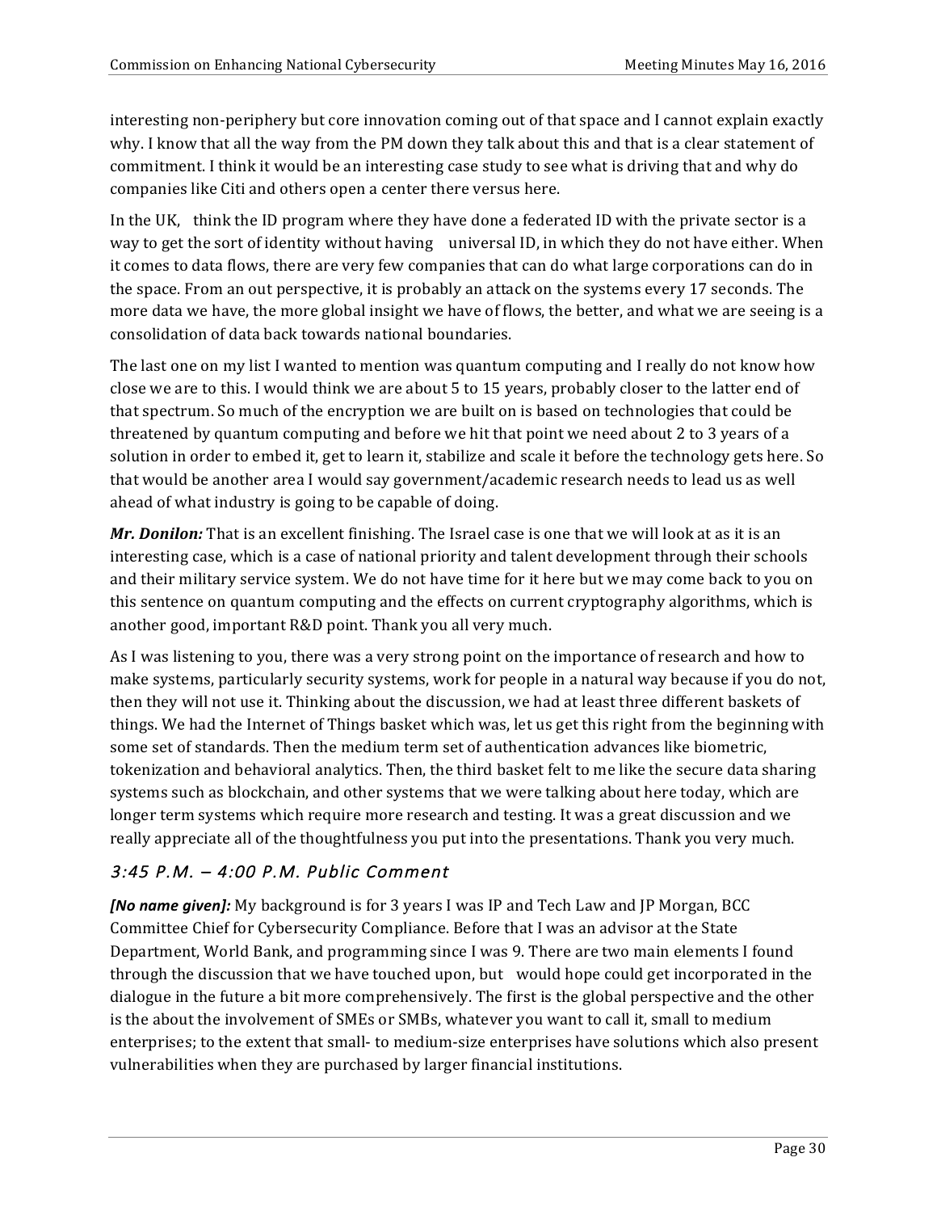interesting non-periphery but core innovation coming out of that space and I cannot explain exactly why. I know that all the way from the PM down they talk about this and that is a clear statement of commitment. I think it would be an interesting case study to see what is driving that and why do companies like Citi and others open a center there versus here.

In the UK, think the ID program where they have done a federated ID with the private sector is a way to get the sort of identity without having universal ID, in which they do not have either. When it comes to data flows, there are very few companies that can do what large corporations can do in the space. From an out perspective, it is probably an attack on the systems every 17 seconds. The more data we have, the more global insight we have of flows, the better, and what we are seeing is a consolidation of data back towards national boundaries.

The last one on my list I wanted to mention was quantum computing and I really do not know how close we are to this. I would think we are about 5 to 15 years, probably closer to the latter end of that spectrum. So much of the encryption we are built on is based on technologies that could be threatened by quantum computing and before we hit that point we need about 2 to 3 years of a solution in order to embed it, get to learn it, stabilize and scale it before the technology gets here. So that would be another area I would say government/academic research needs to lead us as well ahead of what industry is going to be capable of doing.

***Mr. Donilon:*** That is an excellent finishing. The Israel case is one that we will look at as it is an interesting case, which is a case of national priority and talent development through their schools and their military service system. We do not have time for it here but we may come back to you on this sentence on quantum computing and the effects on current cryptography algorithms, which is another good, important R&D point. Thank you all very much.

As I was listening to you, there was a very strong point on the importance of research and how to make systems, particularly security systems, work for people in a natural way because if you do not, then they will not use it. Thinking about the discussion, we had at least three different baskets of things. We had the Internet of Things basket which was, let us get this right from the beginning with some set of standards. Then the medium term set of authentication advances like biometric, tokenization and behavioral analytics. Then, the third basket felt to me like the secure data sharing systems such as blockchain, and other systems that we were talking about here today, which are longer term systems which require more research and testing. It was a great discussion and we really appreciate all of the thoughtfulness you put into the presentations. Thank you very much.

### *3:45 P.M. – 4:00 P.M. Public Comment*

***[No name given]:*** My background is for 3 years I was IP and Tech Law and JP Morgan, BCC Committee Chief for Cybersecurity Compliance. Before that I was an advisor at the State Department, World Bank, and programming since I was 9. There are two main elements I found through the discussion that we have touched upon, but would hope could get incorporated in the dialogue in the future a bit more comprehensively. The first is the global perspective and the other is the about the involvement of SMEs or SMBs, whatever you want to call it, small to medium enterprises; to the extent that small- to medium-size enterprises have solutions which also present vulnerabilities when they are purchased by larger financial institutions.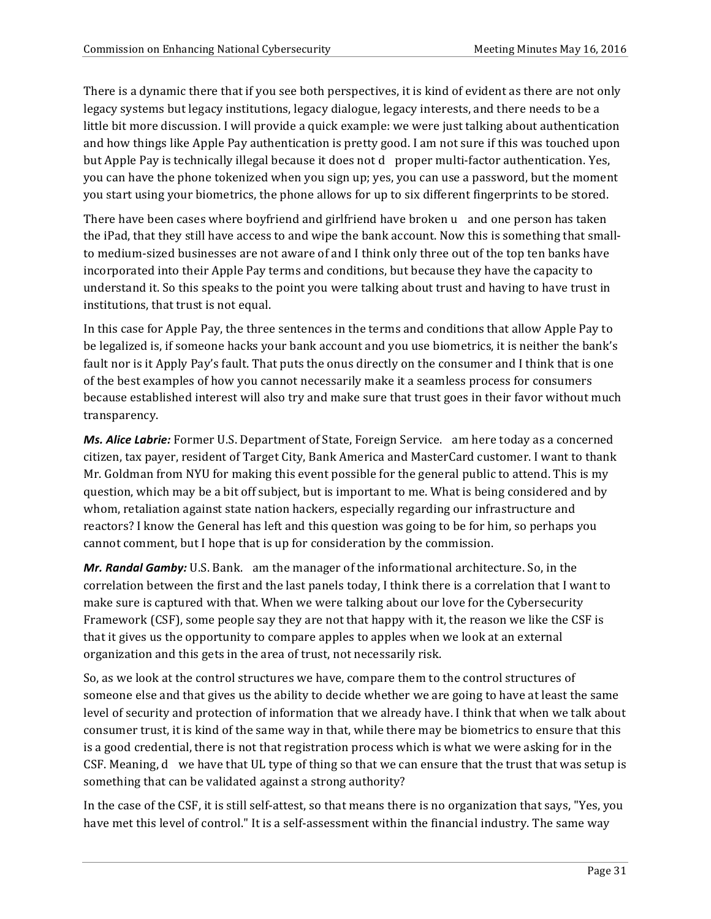There is a dynamic there that if you see both perspectives, it is kind of evident as there are not only legacy systems but legacy institutions, legacy dialogue, legacy interests, and there needs to be a little bit more discussion. I will provide a quick example: we were just talking about authentication and how things like Apple Pay authentication is pretty good. I am not sure if this was touched upon but Apple Pay is technically illegal because it does not d proper multi-factor authentication. Yes, you can have the phone tokenized when you sign up; yes, you can use a password, but the moment you start using your biometrics, the phone allows for up to six different fingerprints to be stored.

There have been cases where boyfriend and girlfriend have broken u and one person has taken the iPad, that they still have access to and wipe the bank account. Now this is something that small- to medium-sized businesses are not aware of and I think only three out of the top ten banks have incorporated into their Apple Pay terms and conditions, but because they have the capacity to understand it. So this speaks to the point you were talking about trust and having to have trust in institutions, that trust is not equal.

In this case for Apple Pay, the three sentences in the terms and conditions that allow Apple Pay to be legalized is, if someone hacks your bank account and you use biometrics, it is neither the bank's fault nor is it Apply Pay's fault. That puts the onus directly on the consumer and I think that is one of the best examples of how you cannot necessarily make it a seamless process for consumers because established interest will also try and make sure that trust goes in their favor without much transparency.

***Ms. Alice Labrie:*** Former U.S. Department of State, Foreign Service. am here today as a concerned citizen, tax payer, resident of Target City, Bank America and MasterCard customer. I want to thank Mr. Goldman from NYU for making this event possible for the general public to attend. This is my question, which may be a bit off subject, but is important to me. What is being considered and by whom, retaliation against state nation hackers, especially regarding our infrastructure and reactors? I know the General has left and this question was going to be for him, so perhaps you cannot comment, but I hope that is up for consideration by the commission.

***Mr. Randal Gamby:*** U.S. Bank. am the manager of the informational architecture. So, in the correlation between the first and the last panels today, I think there is a correlation that I want to make sure is captured with that. When we were talking about our love for the Cybersecurity Framework (CSF), some people say they are not that happy with it, the reason we like the CSF is that it gives us the opportunity to compare apples to apples when we look at an external organization and this gets in the area of trust, not necessarily risk.

So, as we look at the control structures we have, compare them to the control structures of someone else and that gives us the ability to decide whether we are going to have at least the same level of security and protection of information that we already have. I think that when we talk about consumer trust, it is kind of the same way in that, while there may be biometrics to ensure that this is a good credential, there is not that registration process which is what we were asking for in the CSF. Meaning, d we have that UL type of thing so that we can ensure that the trust that was setup is something that can be validated against a strong authority?

In the case of the CSF, it is still self-attest, so that means there is no organization that says, "Yes, you have met this level of control." It is a self-assessment within the financial industry. The same way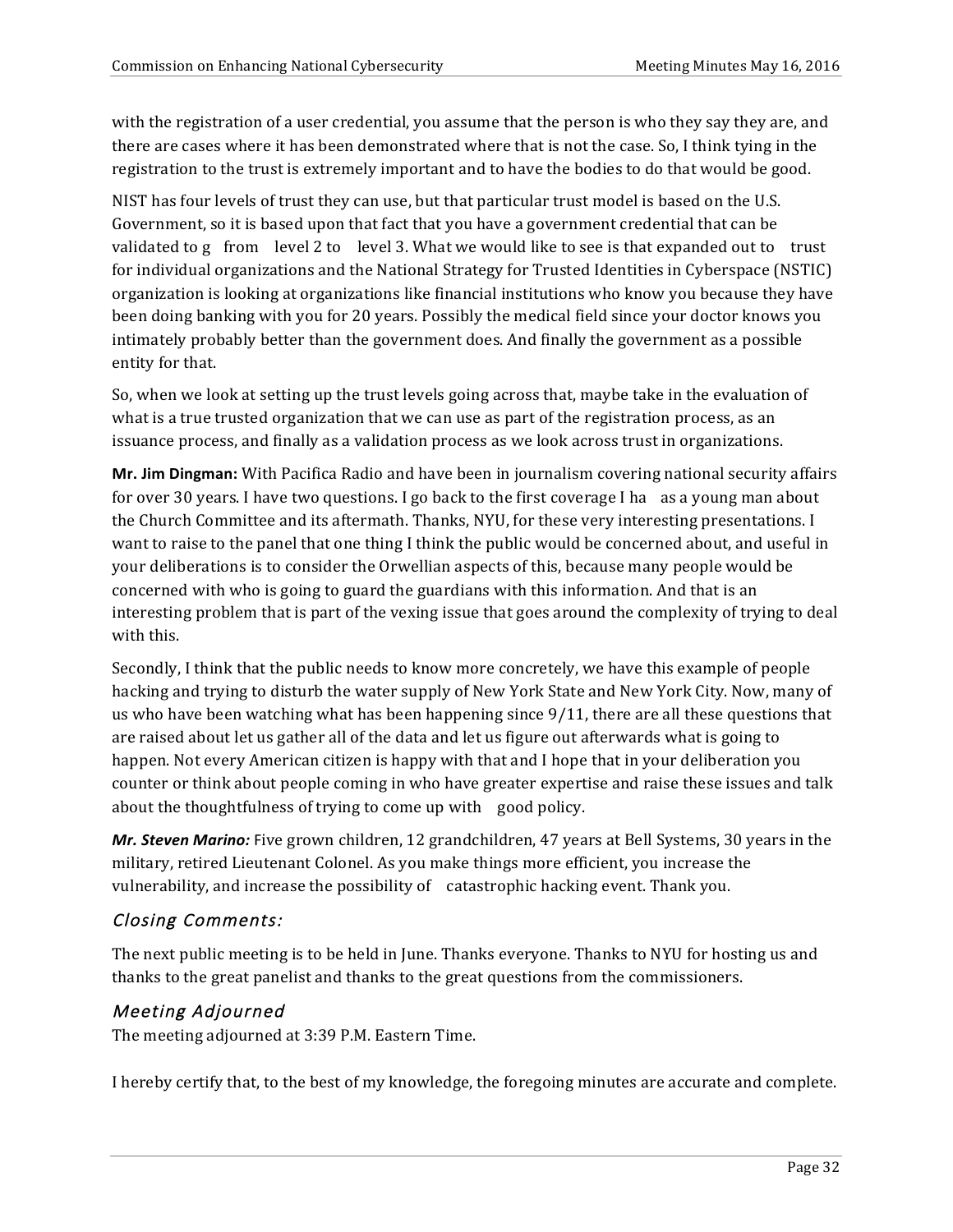with the registration of a user credential, you assume that the person is who they say they are, and there are cases where it has been demonstrated where that is not the case. So, I think tying in the registration to the trust is extremely important and to have the bodies to do that would be good.

NIST has four levels of trust they can use, but that particular trust model is based on the U.S. Government, so it is based upon that fact that you have a government credential that can be validated to g from level 2 to level 3. What we would like to see is that expanded out to trust for individual organizations and the National Strategy for Trusted Identities in Cyberspace (NSTIC) organization is looking at organizations like financial institutions who know you because they have been doing banking with you for 20 years. Possibly the medical field since your doctor knows you intimately probably better than the government does. And finally the government as a possible entity for that.

So, when we look at setting up the trust levels going across that, maybe take in the evaluation of what is a true trusted organization that we can use as part of the registration process, as an issuance process, and finally as a validation process as we look across trust in organizations.

**Mr. Jim Dingman:** With Pacifica Radio and have been in journalism covering national security affairs for over 30 years. I have two questions. I go back to the first coverage I ha as a young man about the Church Committee and its aftermath. Thanks, NYU, for these very interesting presentations. I want to raise to the panel that one thing I think the public would be concerned about, and useful in your deliberations is to consider the Orwellian aspects of this, because many people would be concerned with who is going to guard the guardians with this information. And that is an interesting problem that is part of the vexing issue that goes around the complexity of trying to deal with this.

Secondly, I think that the public needs to know more concretely, we have this example of people hacking and trying to disturb the water supply of New York State and New York City. Now, many of us who have been watching what has been happening since 9/11, there are all these questions that are raised about let us gather all of the data and let us figure out afterwards what is going to happen. Not every American citizen is happy with that and I hope that in your deliberation you counter or think about people coming in who have greater expertise and raise these issues and talk about the thoughtfulness of trying to come up with good policy.

***Mr. Steven Marino:*** Five grown children, 12 grandchildren, 47 years at Bell Systems, 30 years in the military, retired Lieutenant Colonel. As you make things more efficient, you increase the vulnerability, and increase the possibility of catastrophic hacking event. Thank you.

## *Closing Comments:*

The next public meeting is to be held in June. Thanks everyone. Thanks to NYU for hosting us and thanks to the great panelist and thanks to the great questions from the commissioners.

## *Meeting Adjourned*

The meeting adjourned at 3:39 P.M. Eastern Time.

I hereby certify that, to the best of my knowledge, the foregoing minutes are accurate and complete.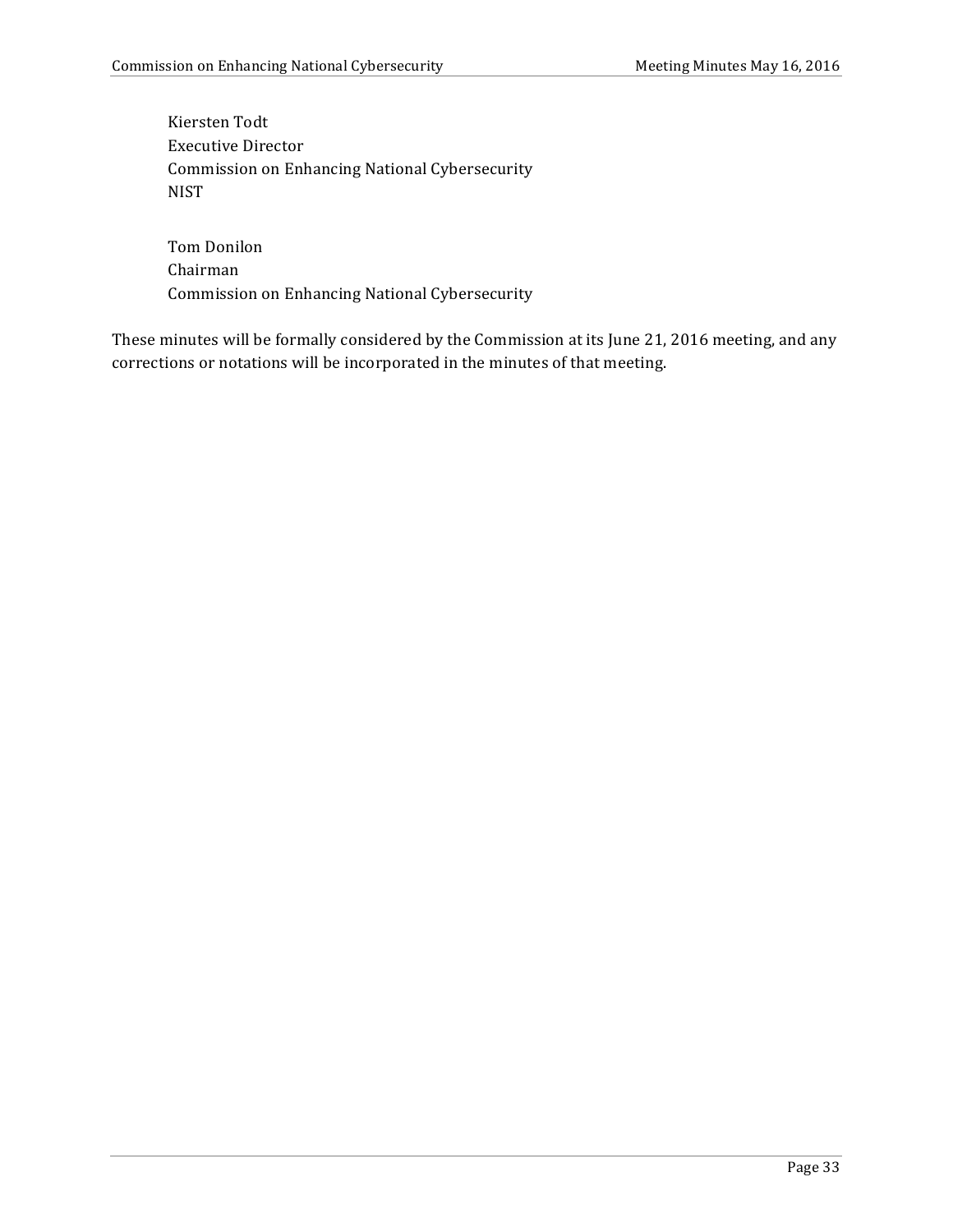Kiersten Todt
Executive Director
Commission on Enhancing National Cybersecurity
NIST

Tom Donilon
Chairman
Commission on Enhancing National Cybersecurity

These minutes will be formally considered by the Commission at its June 21, 2016 meeting, and any corrections or notations will be incorporated in the minutes of that meeting.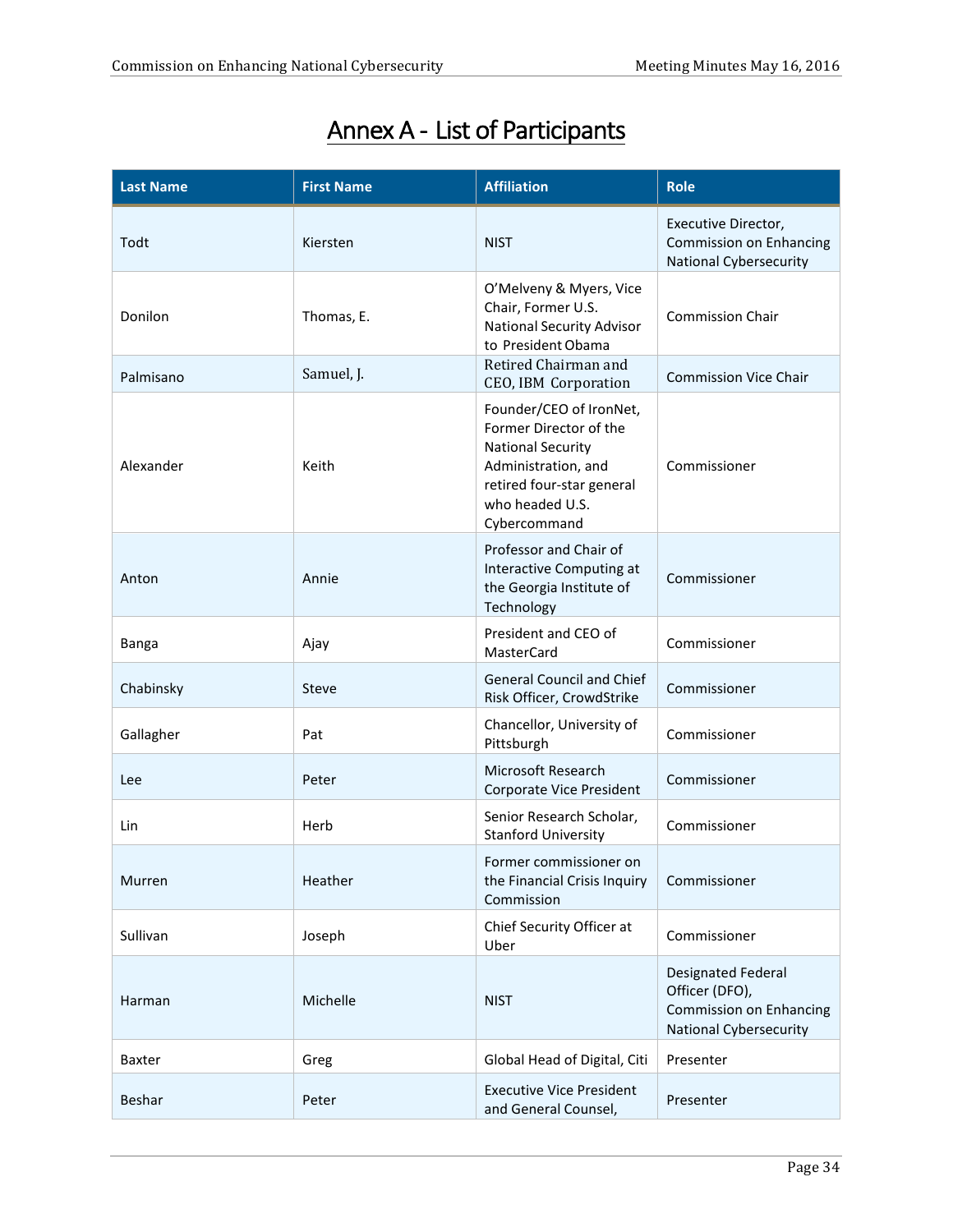# Annex A - List of Participants

| Last Name | First Name | Affiliation | Role |
|---|---|---|---|
| Todt | Kiersten | NIST | Executive Director, Commission on Enhancing National Cybersecurity |
| Donilon | Thomas, E. | O'Melveny & Myers, Vice Chair, Former U.S. National Security Advisor to President Obama | Commission Chair |
| Palmisano | Samuel, J. | Retired Chairman and CEO, IBM Corporation | Commission Vice Chair |
| Alexander | Keith | Founder/CEO of IronNet, Former Director of the National Security Administration, and retired four-star general who headed U.S. Cybercommand | Commissioner |
| Anton | Annie | Professor and Chair of Interactive Computing at the Georgia Institute of Technology | Commissioner |
| Banga | Ajay | President and CEO of MasterCard | Commissioner |
| Chabinsky | Steve | General Council and Chief Risk Officer, CrowdStrike | Commissioner |
| Gallagher | Pat | Chancellor, University of Pittsburgh | Commissioner |
| Lee | Peter | Microsoft Research Corporate Vice President | Commissioner |
| Lin | Herb | Senior Research Scholar, Stanford University | Commissioner |
| Murren | Heather | Former commissioner on the Financial Crisis Inquiry Commission | Commissioner |
| Sullivan | Joseph | Chief Security Officer at Uber | Commissioner |
| Harman | Michelle | NIST | Designated Federal Officer (DFO), Commission on Enhancing National Cybersecurity |
| Baxter | Greg | Global Head of Digital, Citi | Presenter |
| Beshar | Peter | Executive Vice President and General Counsel, | Presenter |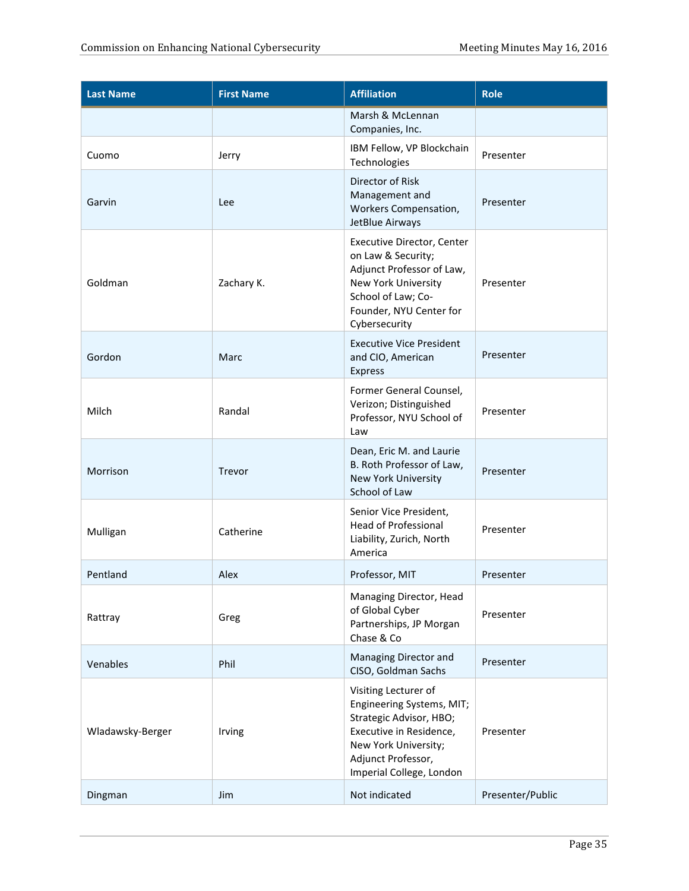| Last Name | First Name | Affiliation | Role |
|---|---|---|---|
| | | Marsh & McLennan Companies, Inc. | |
| Cuomo | Jerry | IBM Fellow, VP Blockchain Technologies | Presenter |
| Garvin | Lee | Director of Risk Management and Workers Compensation, JetBlue Airways | Presenter |
| Goldman | Zachary K. | Executive Director, Center on Law & Security; Adjunct Professor of Law, New York University School of Law; Co-Founder, NYU Center for Cybersecurity | Presenter |
| Gordon | Marc | Executive Vice President and CIO, American Express | Presenter |
| Milch | Randal | Former General Counsel, Verizon; Distinguished Professor, NYU School of Law | Presenter |
| Morrison | Trevor | Dean, Eric M. and Laurie B. Roth Professor of Law, New York University School of Law | Presenter |
| Mulligan | Catherine | Senior Vice President, Head of Professional Liability, Zurich, North America | Presenter |
| Pentland | Alex | Professor, MIT | Presenter |
| Rattray | Greg | Managing Director, Head of Global Cyber Partnerships, JP Morgan Chase & Co | Presenter |
| Venables | Phil | Managing Director and CISO, Goldman Sachs | Presenter |
| Wladawsky-Berger | Irving | Visiting Lecturer of Engineering Systems, MIT; Strategic Advisor, HBO; Executive in Residence, New York University; Adjunct Professor, Imperial College, London | Presenter |
| Dingman | Jim | Not indicated | Presenter/Public |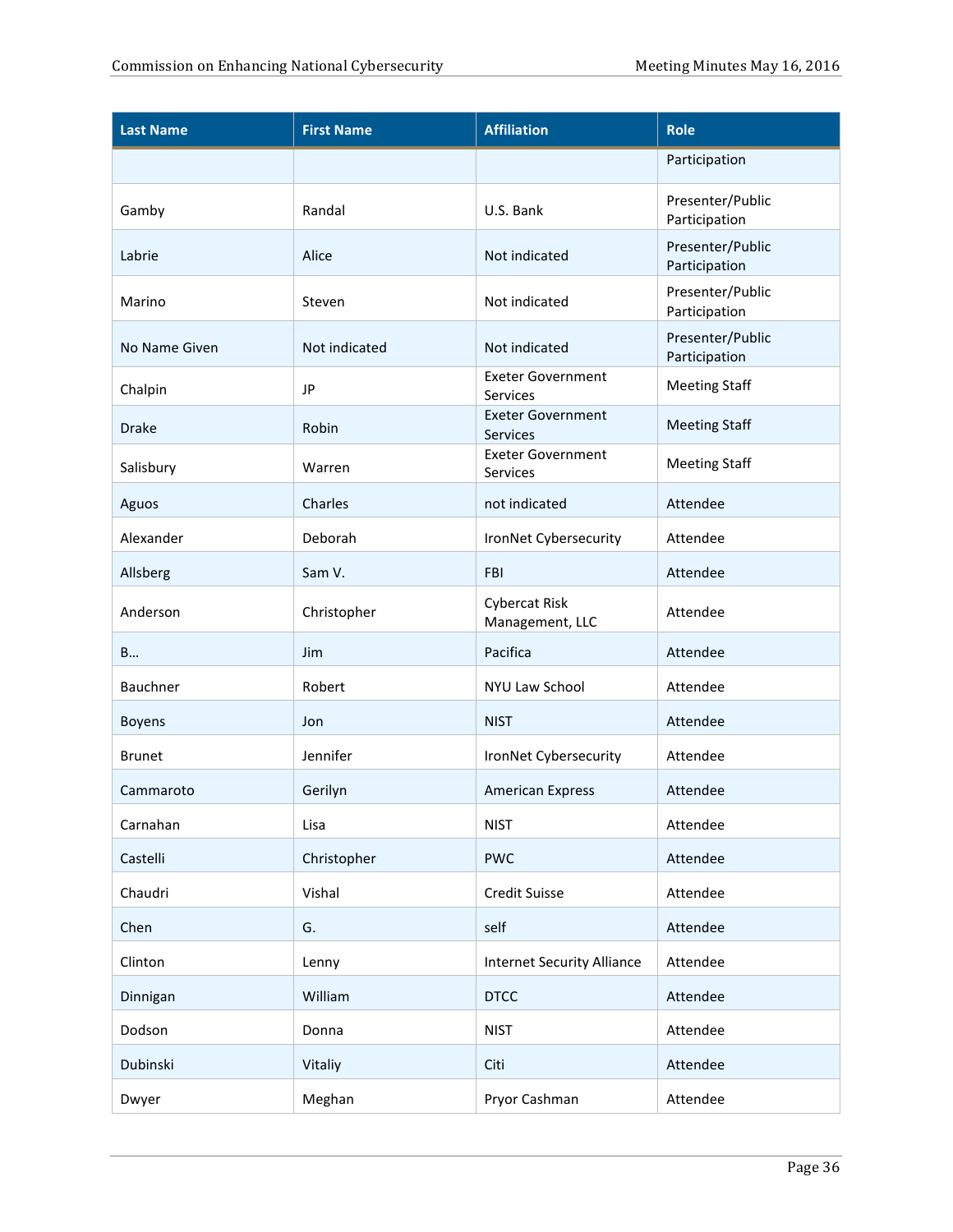| Last Name | First Name | Affiliation | Role |
|---|---|---|---|
| | | | Participation |
| Gamby | Randal | U.S. Bank | Presenter/Public Participation |
| Labrie | Alice | Not indicated | Presenter/Public Participation |
| Marino | Steven | Not indicated | Presenter/Public Participation |
| No Name Given | Not indicated | Not indicated | Presenter/Public Participation |
| Chalpin | JP | Exeter Government Services | Meeting Staff |
| Drake | Robin | Exeter Government Services | Meeting Staff |
| Salisbury | Warren | Exeter Government Services | Meeting Staff |
| Aguos | Charles | not indicated | Attendee |
| Alexander | Deborah | IronNet Cybersecurity | Attendee |
| Allsberg | Sam V. | FBI | Attendee |
| Anderson | Christopher | Cybercat Risk Management, LLC | Attendee |
| B… | Jim | Pacifica | Attendee |
| Bauchner | Robert | NYU Law School | Attendee |
| Boyens | Jon | NIST | Attendee |
| Brunet | Jennifer | IronNet Cybersecurity | Attendee |
| Cammaroto | Gerilyn | American Express | Attendee |
| Carnahan | Lisa | NIST | Attendee |
| Castelli | Christopher | PWC | Attendee |
| Chaudri | Vishal | Credit Suisse | Attendee |
| Chen | G. | self | Attendee |
| Clinton | Lenny | Internet Security Alliance | Attendee |
| Dinnigan | William | DTCC | Attendee |
| Dodson | Donna | NIST | Attendee |
| Dubinski | Vitaliy | Citi | Attendee |
| Dwyer | Meghan | Pryor Cashman | Attendee |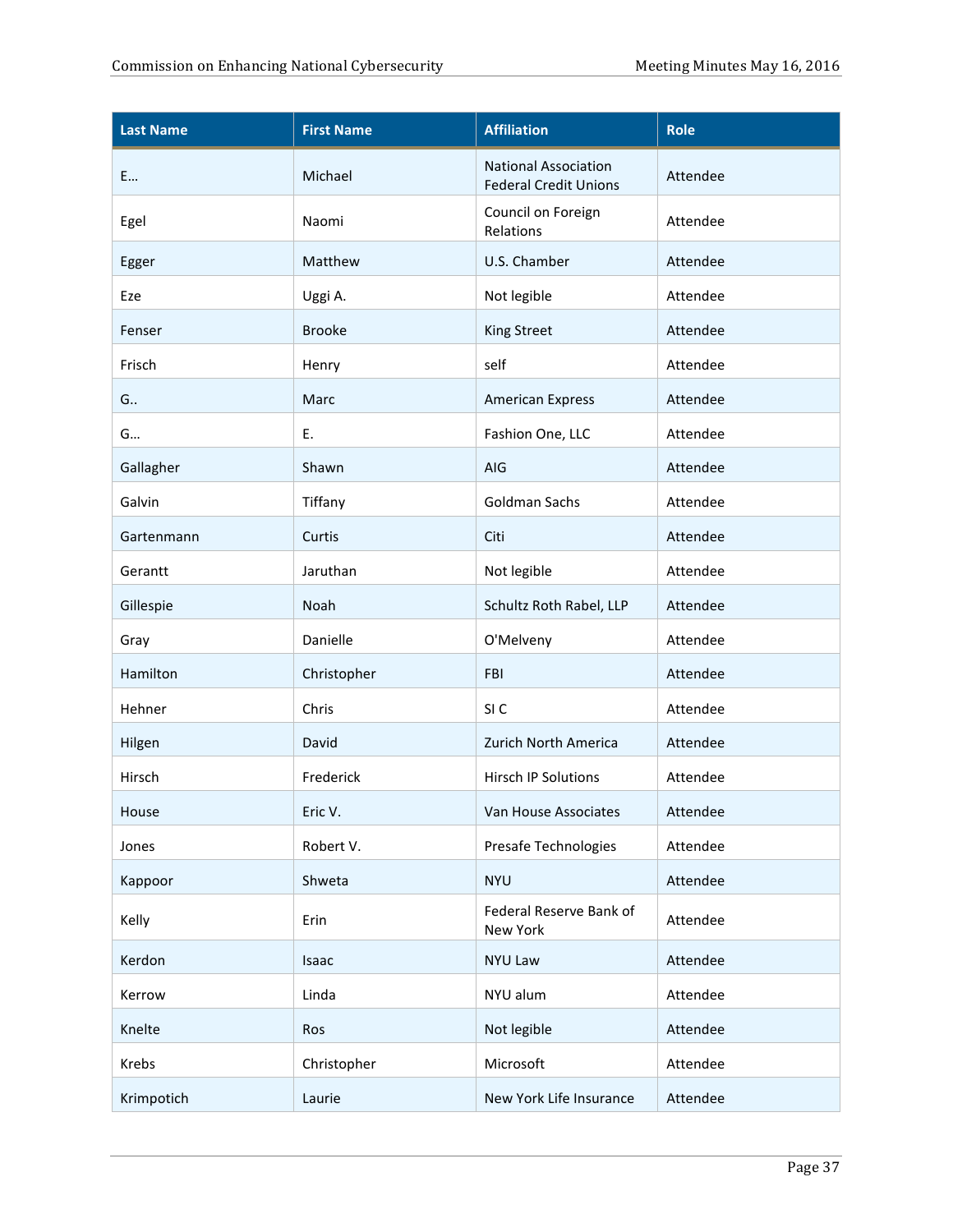| Last Name | First Name | Affiliation | Role |
|---|---|---|---|
| E… | Michael | National Association Federal Credit Unions | Attendee |
| Egel | Naomi | Council on Foreign Relations | Attendee |
| Egger | Matthew | U.S. Chamber | Attendee |
| Eze | Uggi A. | Not legible | Attendee |
| Fenser | Brooke | King Street | Attendee |
| Frisch | Henry | self | Attendee |
| G.. | Marc | American Express | Attendee |
| G… | E. | Fashion One, LLC | Attendee |
| Gallagher | Shawn | AIG | Attendee |
| Galvin | Tiffany | Goldman Sachs | Attendee |
| Gartenmann | Curtis | Citi | Attendee |
| Gerantt | Jaruthan | Not legible | Attendee |
| Gillespie | Noah | Schultz Roth Rabel, LLP | Attendee |
| Gray | Danielle | O'Melveny | Attendee |
| Hamilton | Christopher | FBI | Attendee |
| Hehner | Chris | SI C | Attendee |
| Hilgen | David | Zurich North America | Attendee |
| Hirsch | Frederick | Hirsch IP Solutions | Attendee |
| House | Eric V. | Van House Associates | Attendee |
| Jones | Robert V. | Presafe Technologies | Attendee |
| Kappoor | Shweta | NYU | Attendee |
| Kelly | Erin | Federal Reserve Bank of New York | Attendee |
| Kerdon | Isaac | NYU Law | Attendee |
| Kerrow | Linda | NYU alum | Attendee |
| Knelte | Ros | Not legible | Attendee |
| Krebs | Christopher | Microsoft | Attendee |
| Krimpotich | Laurie | New York Life Insurance | Attendee |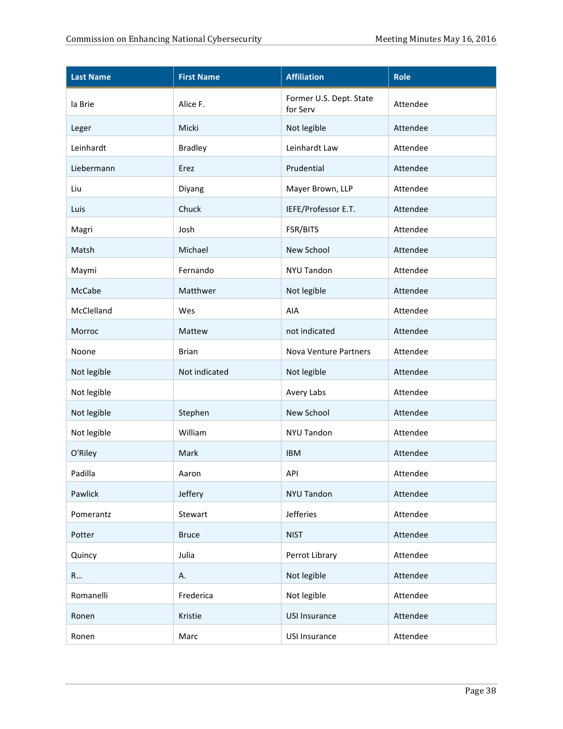| Last Name | First Name | Affiliation | Role |
| --- | --- | --- | --- |
| la Brie | Alice F. | Former U.S. Dept. State for Serv | Attendee |
| Leger | Micki | Not legible | Attendee |
| Leinhardt | Bradley | Leinhardt Law | Attendee |
| Liebermann | Erez | Prudential | Attendee |
| Liu | Diyang | Mayer Brown, LLP | Attendee |
| Luis | Chuck | IEFE/Professor E.T. | Attendee |
| Magri | Josh | FSR/BITS | Attendee |
| Matsh | Michael | New School | Attendee |
| Maymi | Fernando | NYU Tandon | Attendee |
| McCabe | Matthwer | Not legible | Attendee |
| McClelland | Wes | AIA | Attendee |
| Morroc | Mattew | not indicated | Attendee |
| Noone | Brian | Nova Venture Partners | Attendee |
| Not legible | Not indicated | Not legible | Attendee |
| Not legible | | Avery Labs | Attendee |
| Not legible | Stephen | New School | Attendee |
| Not legible | William | NYU Tandon | Attendee |
| O'Riley | Mark | IBM | Attendee |
| Padilla | Aaron | API | Attendee |
| Pawlick | Jeffery | NYU Tandon | Attendee |
| Pomerantz | Stewart | Jefferies | Attendee |
| Potter | Bruce | NIST | Attendee |
| Quincy | Julia | Perrot Library | Attendee |
| R… | A. | Not legible | Attendee |
| Romanelli | Frederica | Not legible | Attendee |
| Ronen | Kristie | USI Insurance | Attendee |
| Ronen | Marc | USI Insurance | Attendee |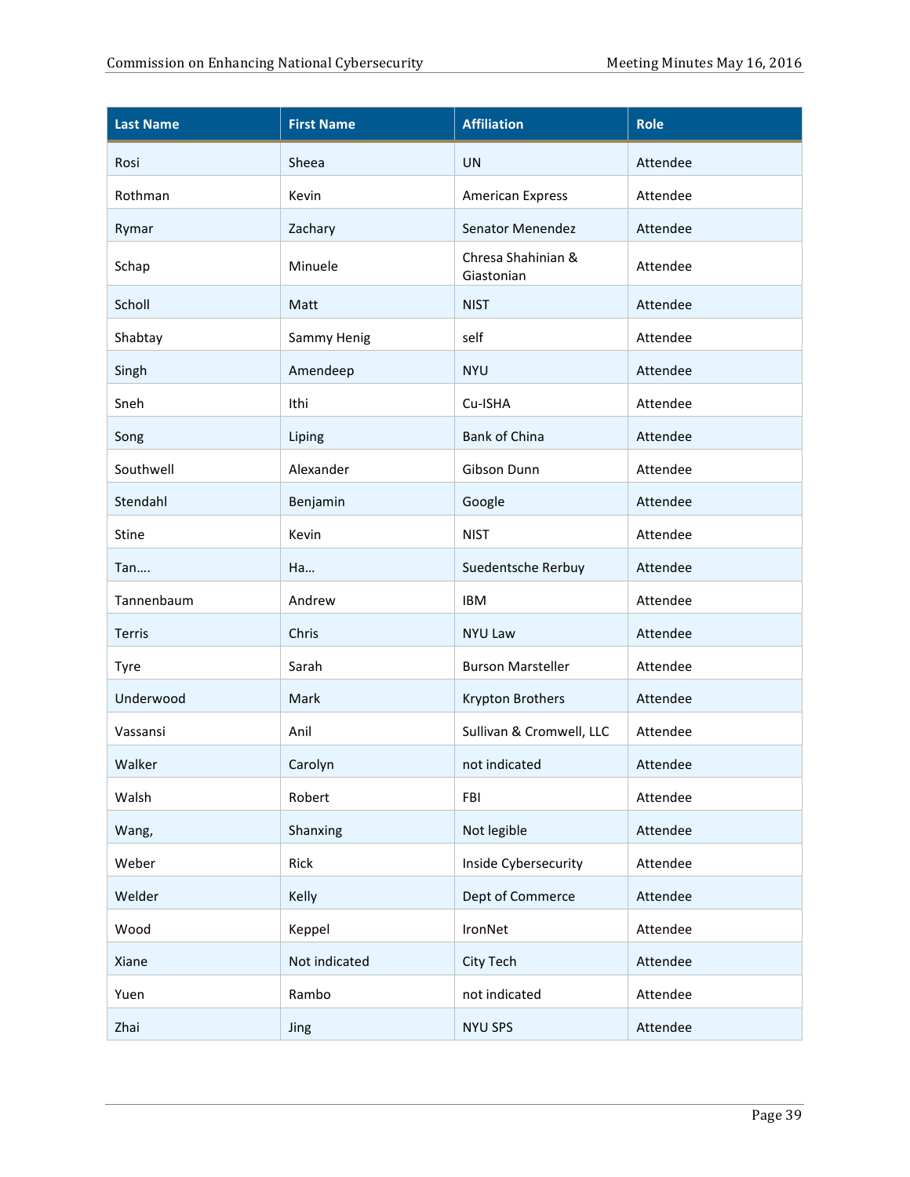| Last Name | First Name | Affiliation | Role |
|---|---|---|---|
| Rosi | Sheea | UN | Attendee |
| Rothman | Kevin | American Express | Attendee |
| Rymar | Zachary | Senator Menendez | Attendee |
| Schap | Minuele | Chresa Shahinian & Giastonian | Attendee |
| Scholl | Matt | NIST | Attendee |
| Shabtay | Sammy Henig | self | Attendee |
| Singh | Amendeep | NYU | Attendee |
| Sneh | Ithi | Cu-ISHA | Attendee |
| Song | Liping | Bank of China | Attendee |
| Southwell | Alexander | Gibson Dunn | Attendee |
| Stendahl | Benjamin | Google | Attendee |
| Stine | Kevin | NIST | Attendee |
| Tan…. | Ha… | Suedentsche Rerbuy | Attendee |
| Tannenbaum | Andrew | IBM | Attendee |
| Terris | Chris | NYU Law | Attendee |
| Tyre | Sarah | Burson Marsteller | Attendee |
| Underwood | Mark | Krypton Brothers | Attendee |
| Vassansi | Anil | Sullivan & Cromwell, LLC | Attendee |
| Walker | Carolyn | not indicated | Attendee |
| Walsh | Robert | FBI | Attendee |
| Wang, | Shanxing | Not legible | Attendee |
| Weber | Rick | Inside Cybersecurity | Attendee |
| Welder | Kelly | Dept of Commerce | Attendee |
| Wood | Keppel | IronNet | Attendee |
| Xiane | Not indicated | City Tech | Attendee |
| Yuen | Rambo | not indicated | Attendee |
| Zhai | Jing | NYU SPS | Attendee |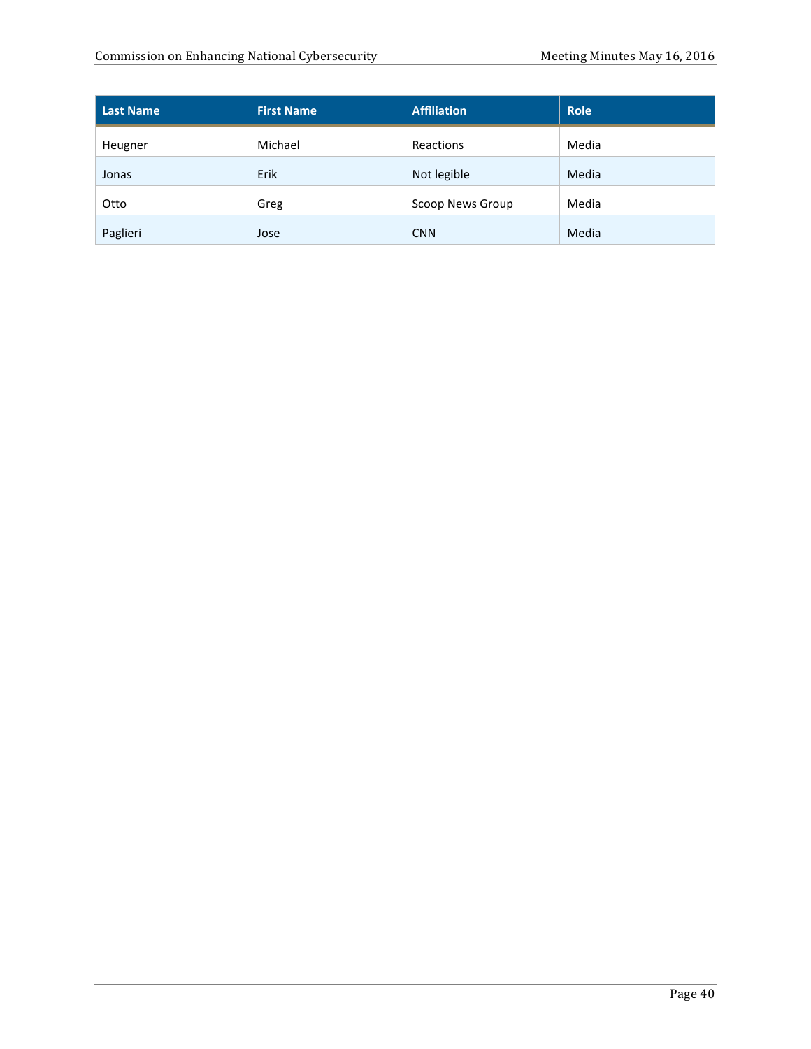| Last Name | First Name | Affiliation | Role |
|---|---|---|---|
| Heugner | Michael | Reactions | Media |
| Jonas | Erik | Not legible | Media |
| Otto | Greg | Scoop News Group | Media |
| Paglieri | Jose | CNN | Media |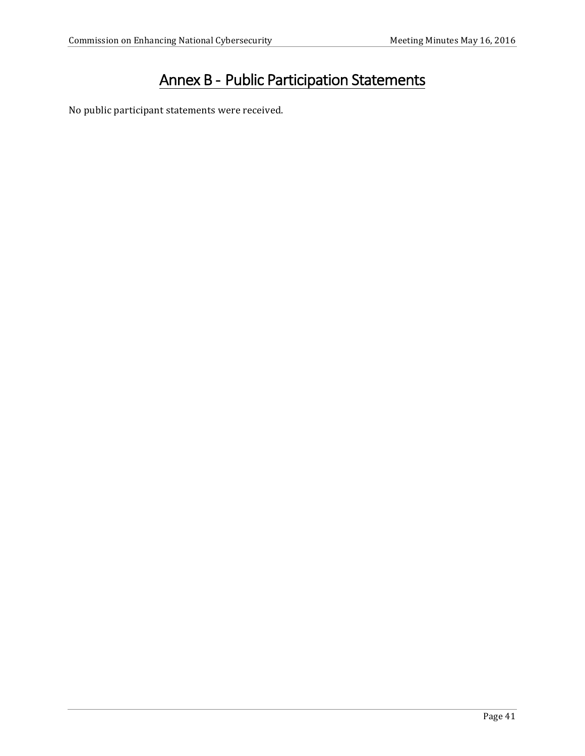# Annex B - Public Participation Statements

No public participant statements were received.